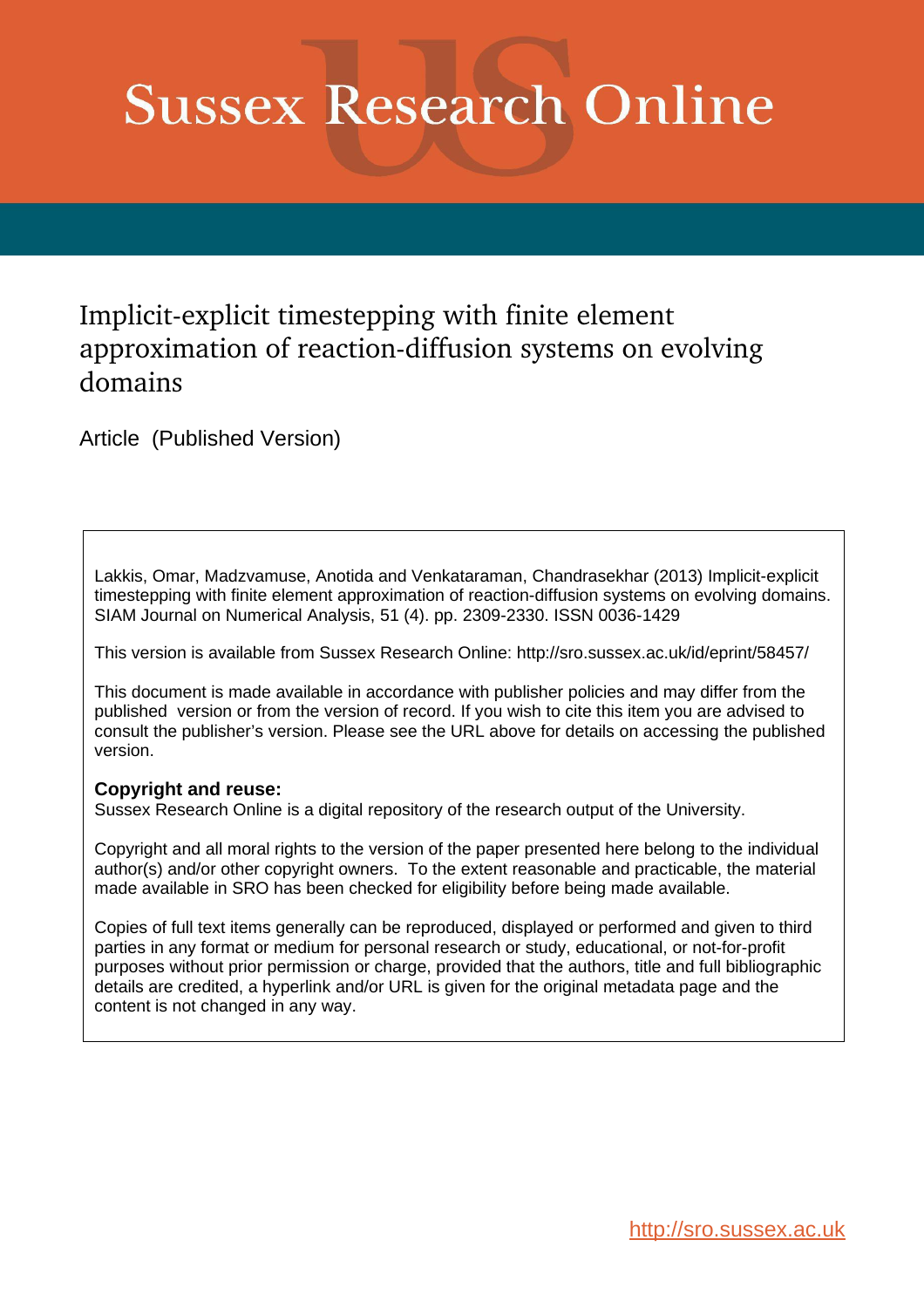# Sussex Research Online

## Implicit-explicit timestepping with finite element approximation of reaction-diffusion systems on evolving domains

Article (Published Version)

Lakkis, Omar, Madzvamuse, Anotida and Venkataraman, Chandrasekhar (2013) Implicit-explicit timestepping with finite element approximation of reaction-diffusion systems on evolving domains. SIAM Journal on Numerical Analysis, 51 (4). pp. 2309-2330. ISSN 0036-1429

This version is available from Sussex Research Online: http://sro.sussex.ac.uk/id/eprint/58457/

This document is made available in accordance with publisher policies and may differ from the published version or from the version of record. If you wish to cite this item you are advised to consult the publisher's version. Please see the URL above for details on accessing the published version.

**Copyright and reuse:**
Sussex Research Online is a digital repository of the research output of the University.

Copyright and all moral rights to the version of the paper presented here belong to the individual author(s) and/or other copyright owners. To the extent reasonable and practicable, the material made available in SRO has been checked for eligibility before being made available.

Copies of full text items generally can be reproduced, displayed or performed and given to third parties in any format or medium for personal research or study, educational, or not-for-profit purposes without prior permission or charge, provided that the authors, title and full bibliographic details are credited, a hyperlink and/or URL is given for the original metadata page and the content is not changed in any way.

http://sro.sussex.ac.uk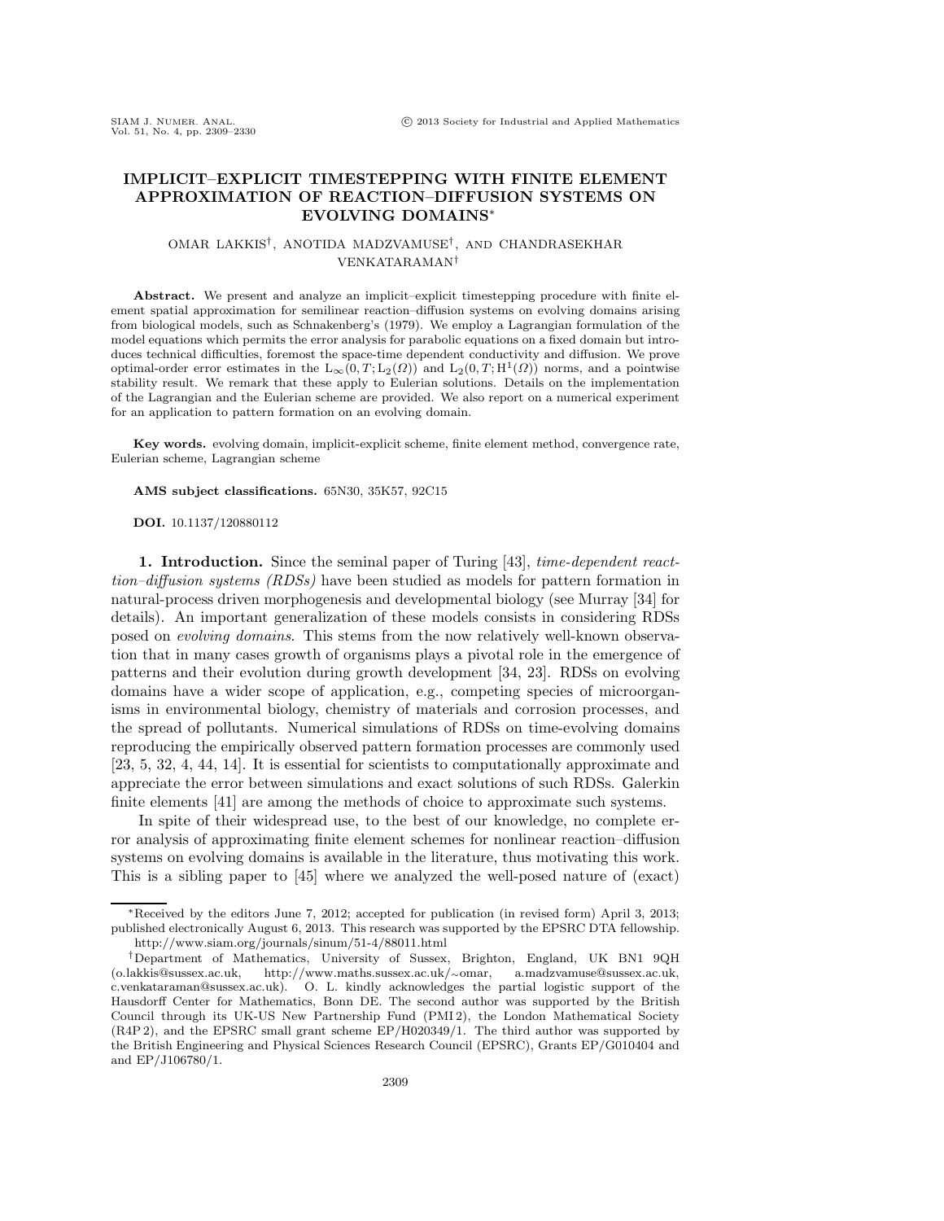# IMPLICIT–EXPLICIT TIMESTEPPING WITH FINITE ELEMENT APPROXIMATION OF REACTION–DIFFUSION SYSTEMS ON EVOLVING DOMAINS*

OMAR LAKKIS[†], ANOTIDA MADZVAMUSE[†], AND CHANDRASEKHAR VENKATARAMAN[†]

**Abstract.** We present and analyze an implicit–explicit timestepping procedure with finite element spatial approximation for semilinear reaction–diffusion systems on evolving domains arising from biological models, such as Schnakenberg's (1979). We employ a Lagrangian formulation of the model equations which permits the error analysis for parabolic equations on a fixed domain but introduces technical difficulties, foremost the space-time dependent conductivity and diffusion. We prove optimal-order error estimates in the $\mathrm{L}_\infty(0,T;\mathrm{L}_2(\Omega))$ and $\mathrm{L}_2(0,T;\mathrm{H}^1(\Omega))$ norms, and a pointwise stability result. We remark that these apply to Eulerian solutions. Details on the implementation of the Lagrangian and the Eulerian scheme are provided. We also report on a numerical experiment for an application to pattern formation on an evolving domain.

**Key words.** evolving domain, implicit-explicit scheme, finite element method, convergence rate, Eulerian scheme, Lagrangian scheme

**AMS subject classifications.** 65N30, 35K57, 92C15

**DOI.** 10.1137/120880112

## 1. Introduction.

Since the seminal paper of Turing [43], *time-dependent reaction–diffusion systems (RDSs)* have been studied as models for pattern formation in natural-process driven morphogenesis and developmental biology (see Murray [34] for details). An important generalization of these models consists in considering RDSs posed on *evolving domains*. This stems from the now relatively well-known observation that in many cases growth of organisms plays a pivotal role in the emergence of patterns and their evolution during growth development [34, 23]. RDSs on evolving domains have a wider scope of application, e.g., competing species of microorganisms in environmental biology, chemistry of materials and corrosion processes, and the spread of pollutants. Numerical simulations of RDSs on time-evolving domains reproducing the empirically observed pattern formation processes are commonly used [23, 5, 32, 4, 44, 14]. It is essential for scientists to computationally approximate and appreciate the error between simulations and exact solutions of such RDSs. Galerkin finite elements [41] are among the methods of choice to approximate such systems.

In spite of their widespread use, to the best of our knowledge, no complete error analysis of approximating finite element schemes for nonlinear reaction–diffusion systems on evolving domains is available in the literature, thus motivating this work. This is a sibling paper to [45] where we analyzed the well-posed nature of (exact)

---

*Received by the editors June 7, 2012; accepted for publication (in revised form) April 3, 2013; published electronically August 6, 2013. This research was supported by the EPSRC DTA fellowship. http://www.siam.org/journals/sinum/51-4/88011.html

[†]Department of Mathematics, University of Sussex, Brighton, England, UK BN1 9QH (o.lakkis@sussex.ac.uk, http://www.maths.sussex.ac.uk/∼omar, a.madzvamuse@sussex.ac.uk, c.venkataraman@sussex.ac.uk). O. L. kindly acknowledges the partial logistic support of the Hausdorff Center for Mathematics, Bonn DE. The second author was supported by the British Council through its UK-US New Partnership Fund (PMI 2), the London Mathematical Society (R4P 2), and the EPSRC small grant scheme EP/H020349/1. The third author was supported by the British Engineering and Physical Sciences Research Council (EPSRC), Grants EP/G010404 and and EP/J106780/1.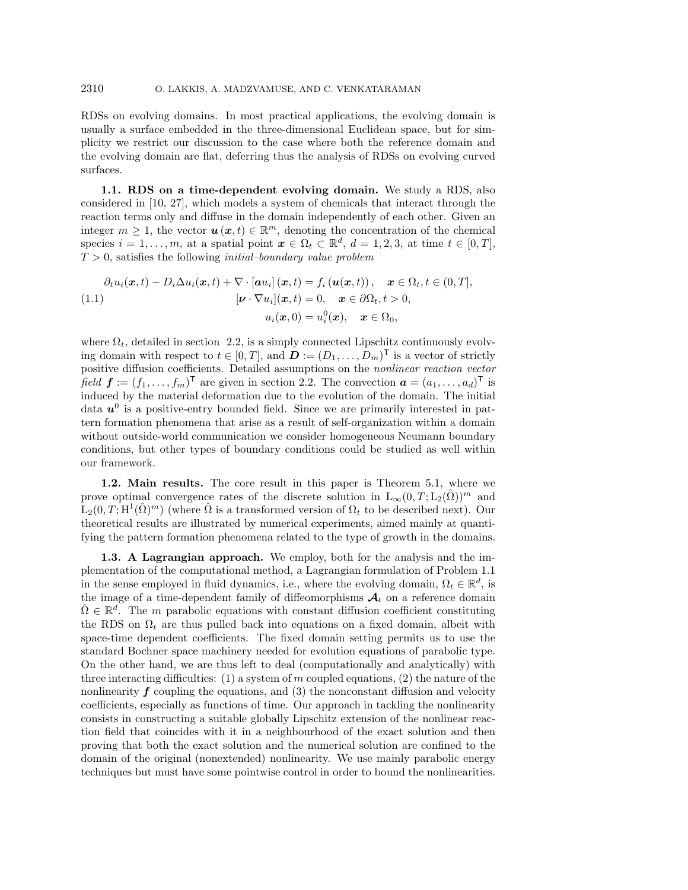RDSs on evolving domains. In most practical applications, the evolving domain is usually a surface embedded in the three-dimensional Euclidean space, but for simplicity we restrict our discussion to the case where both the reference domain and the evolving domain are flat, deferring thus the analysis of RDSs on evolving curved surfaces.

**1.1. RDS on a time-dependent evolving domain.** We study a RDS, also considered in [10, 27], which models a system of chemicals that interact through the reaction terms only and diffuse in the domain independently of each other. Given an integer $m \geq 1$, the vector $\boldsymbol{u}(\boldsymbol{x}, t) \in \mathbb{R}^m$, denoting the concentration of the chemical species $i = 1, \ldots, m$, at a spatial point $\boldsymbol{x} \in \Omega_t \subset \mathbb{R}^d$, $d = 1, 2, 3$, at time $t \in [0, T]$, $T > 0$, satisfies the following *initial–boundary value problem*

$$
(1.1) \qquad
\begin{aligned}
\partial_t u_i(\boldsymbol{x}, t) - D_i \Delta u_i(\boldsymbol{x}, t) + \nabla \cdot [\boldsymbol{a} u_i](\boldsymbol{x}, t) = f_i(\boldsymbol{u}(\boldsymbol{x}, t)), \quad & \boldsymbol{x} \in \Omega_t, t \in (0, T], \\
[\boldsymbol{\nu} \cdot \nabla u_i](\boldsymbol{x}, t) = 0, \quad & \boldsymbol{x} \in \partial\Omega_t, t > 0, \\
u_i(\boldsymbol{x}, 0) = u_i^0(\boldsymbol{x}), \quad & \boldsymbol{x} \in \Omega_0,
\end{aligned}
$$

where $\Omega_t$, detailed in section 2.2, is a simply connected Lipschitz continuously evolving domain with respect to $t \in [0, T]$, and $\boldsymbol{D} := (D_1, \ldots, D_m)^{\mathsf{T}}$ is a vector of strictly positive diffusion coefficients. Detailed assumptions on the *nonlinear reaction vector field* $\boldsymbol{f} := (f_1, \ldots, f_m)^{\mathsf{T}}$ are given in section 2.2. The convection $\boldsymbol{a} = (a_1, \ldots, a_d)^{\mathsf{T}}$ is induced by the material deformation due to the evolution of the domain. The initial data $\boldsymbol{u}^0$ is a positive-entry bounded field. Since we are primarily interested in pattern formation phenomena that arise as a result of self-organization within a domain without outside-world communication we consider homogeneous Neumann boundary conditions, but other types of boundary conditions could be studied as well within our framework.

**1.2. Main results.** The core result in this paper is Theorem 5.1, where we prove optimal convergence rates of the discrete solution in $\mathrm{L}_\infty(0, T; \mathrm{L}_2(\hat{\Omega}))^m$ and $\mathrm{L}_2(0, T; \mathrm{H}^1(\hat{\Omega})^m)$ (where $\hat{\Omega}$ is a transformed version of $\Omega_t$ to be described next). Our theoretical results are illustrated by numerical experiments, aimed mainly at quantifying the pattern formation phenomena related to the type of growth in the domains.

**1.3. A Lagrangian approach.** We employ, both for the analysis and the implementation of the computational method, a Lagrangian formulation of Problem 1.1 in the sense employed in fluid dynamics, i.e., where the evolving domain, $\Omega_t \in \mathbb{R}^d$, is the image of a time-dependent family of diffeomorphisms $\boldsymbol{\mathcal{A}}_t$ on a reference domain $\hat{\Omega} \in \mathbb{R}^d$. The $m$ parabolic equations with constant diffusion coefficient constituting the RDS on $\Omega_t$ are thus pulled back into equations on a fixed domain, albeit with space-time dependent coefficients. The fixed domain setting permits us to use the standard Bochner space machinery needed for evolution equations of parabolic type. On the other hand, we are thus left to deal (computationally and analytically) with three interacting difficulties: (1) a system of $m$ coupled equations, (2) the nature of the nonlinearity $\boldsymbol{f}$ coupling the equations, and (3) the nonconstant diffusion and velocity coefficients, especially as functions of time. Our approach in tackling the nonlinearity consists in constructing a suitable globally Lipschitz extension of the nonlinear reaction field that coincides with it in a neighbourhood of the exact solution and then proving that both the exact solution and the numerical solution are confined to the domain of the original (nonextended) nonlinearity. We use mainly parabolic energy techniques but must have some pointwise control in order to bound the nonlinearities.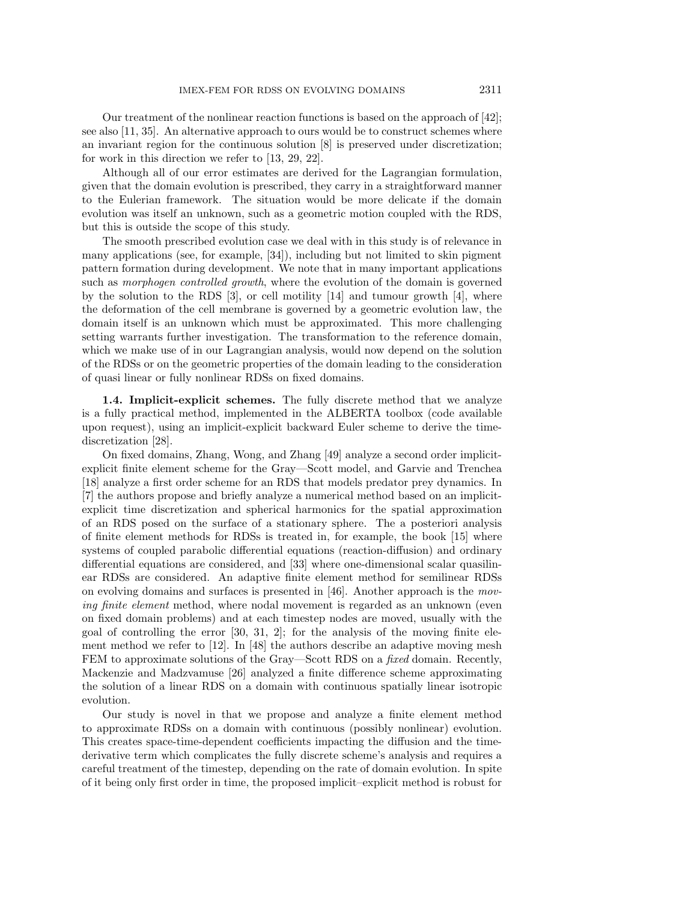Our treatment of the nonlinear reaction functions is based on the approach of [42]; see also [11, 35]. An alternative approach to ours would be to construct schemes where an invariant region for the continuous solution [8] is preserved under discretization; for work in this direction we refer to [13, 29, 22].

Although all of our error estimates are derived for the Lagrangian formulation, given that the domain evolution is prescribed, they carry in a straightforward manner to the Eulerian framework. The situation would be more delicate if the domain evolution was itself an unknown, such as a geometric motion coupled with the RDS, but this is outside the scope of this study.

The smooth prescribed evolution case we deal with in this study is of relevance in many applications (see, for example, [34]), including but not limited to skin pigment pattern formation during development. We note that in many important applications such as *morphogen controlled growth*, where the evolution of the domain is governed by the solution to the RDS [3], or cell motility [14] and tumour growth [4], where the deformation of the cell membrane is governed by a geometric evolution law, the domain itself is an unknown which must be approximated. This more challenging setting warrants further investigation. The transformation to the reference domain, which we make use of in our Lagrangian analysis, would now depend on the solution of the RDSs or on the geometric properties of the domain leading to the consideration of quasi linear or fully nonlinear RDSs on fixed domains.

**1.4. Implicit-explicit schemes.** The fully discrete method that we analyze is a fully practical method, implemented in the ALBERTA toolbox (code available upon request), using an implicit-explicit backward Euler scheme to derive the time-discretization [28].

On fixed domains, Zhang, Wong, and Zhang [49] analyze a second order implicit-explicit finite element scheme for the Gray—Scott model, and Garvie and Trenchea [18] analyze a first order scheme for an RDS that models predator prey dynamics. In [7] the authors propose and briefly analyze a numerical method based on an implicit-explicit time discretization and spherical harmonics for the spatial approximation of an RDS posed on the surface of a stationary sphere. The a posteriori analysis of finite element methods for RDSs is treated in, for example, the book [15] where systems of coupled parabolic differential equations (reaction-diffusion) and ordinary differential equations are considered, and [33] where one-dimensional scalar quasilinear RDSs are considered. An adaptive finite element method for semilinear RDSs on evolving domains and surfaces is presented in [46]. Another approach is the *moving finite element* method, where nodal movement is regarded as an unknown (even on fixed domain problems) and at each timestep nodes are moved, usually with the goal of controlling the error [30, 31, 2]; for the analysis of the moving finite element method we refer to [12]. In [48] the authors describe an adaptive moving mesh FEM to approximate solutions of the Gray—Scott RDS on a *fixed* domain. Recently, Mackenzie and Madzvamuse [26] analyzed a finite difference scheme approximating the solution of a linear RDS on a domain with continuous spatially linear isotropic evolution.

Our study is novel in that we propose and analyze a finite element method to approximate RDSs on a domain with continuous (possibly nonlinear) evolution. This creates space-time-dependent coefficients impacting the diffusion and the time-derivative term which complicates the fully discrete scheme's analysis and requires a careful treatment of the timestep, depending on the rate of domain evolution. In spite of it being only first order in time, the proposed implicit–explicit method is robust for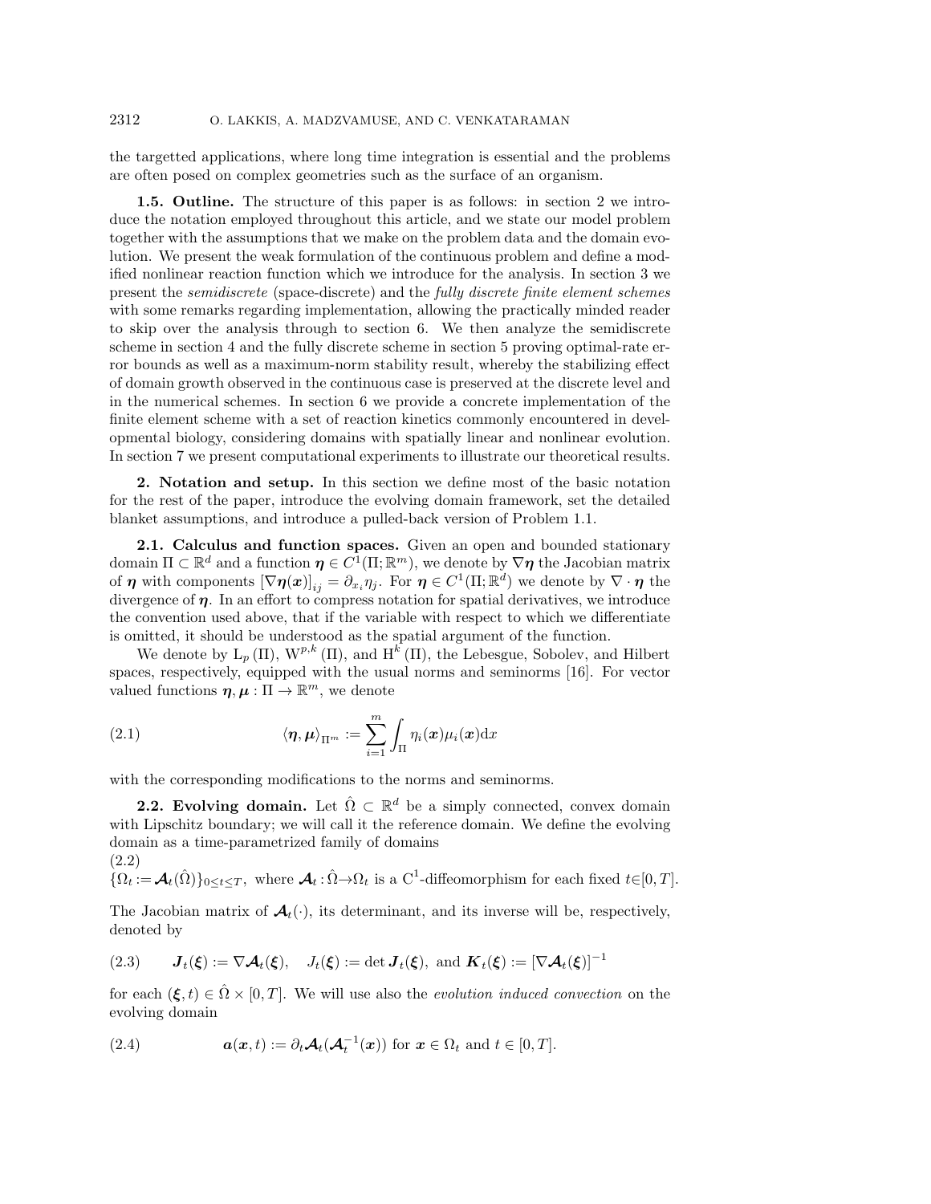the targetted applications, where long time integration is essential and the problems are often posed on complex geometries such as the surface of an organism.

**1.5. Outline.** The structure of this paper is as follows: in section 2 we introduce the notation employed throughout this article, and we state our model problem together with the assumptions that we make on the problem data and the domain evolution. We present the weak formulation of the continuous problem and define a modified nonlinear reaction function which we introduce for the analysis. In section 3 we present the *semidiscrete* (space-discrete) and the *fully discrete finite element schemes* with some remarks regarding implementation, allowing the practically minded reader to skip over the analysis through to section 6. We then analyze the semidiscrete scheme in section 4 and the fully discrete scheme in section 5 proving optimal-rate error bounds as well as a maximum-norm stability result, whereby the stabilizing effect of domain growth observed in the continuous case is preserved at the discrete level and in the numerical schemes. In section 6 we provide a concrete implementation of the finite element scheme with a set of reaction kinetics commonly encountered in developmental biology, considering domains with spatially linear and nonlinear evolution. In section 7 we present computational experiments to illustrate our theoretical results.

## 2. Notation and setup.

In this section we define most of the basic notation for the rest of the paper, introduce the evolving domain framework, set the detailed blanket assumptions, and introduce a pulled-back version of Problem 1.1.

**2.1. Calculus and function spaces.** Given an open and bounded stationary domain $\Pi \subset \mathbb{R}^d$ and a function $\boldsymbol{\eta} \in C^1(\Pi; \mathbb{R}^m)$, we denote by $\nabla \boldsymbol{\eta}$ the Jacobian matrix of $\boldsymbol{\eta}$ with components $[\nabla \boldsymbol{\eta}(\boldsymbol{x})]_{ij} = \partial_{x_i} \eta_j$. For $\boldsymbol{\eta} \in C^1(\Pi; \mathbb{R}^d)$ we denote by $\nabla \cdot \boldsymbol{\eta}$ the divergence of $\boldsymbol{\eta}$. In an effort to compress notation for spatial derivatives, we introduce the convention used above, that if the variable with respect to which we differentiate is omitted, it should be understood as the spatial argument of the function.

We denote by $\mathrm{L}_p(\Pi)$, $\mathrm{W}^{p,k}(\Pi)$, and $\mathrm{H}^k(\Pi)$, the Lebesgue, Sobolev, and Hilbert spaces, respectively, equipped with the usual norms and seminorms [16]. For vector valued functions $\boldsymbol{\eta}, \boldsymbol{\mu} : \Pi \to \mathbb{R}^m$, we denote

$$\langle \boldsymbol{\eta}, \boldsymbol{\mu} \rangle_{\Pi^m} := \sum_{i=1}^{m} \int_{\Pi} \eta_i(\boldsymbol{x}) \mu_i(\boldsymbol{x}) \mathrm{d}x \tag{2.1}$$

with the corresponding modifications to the norms and seminorms.

**2.2. Evolving domain.** Let $\hat{\Omega} \subset \mathbb{R}^d$ be a simply connected, convex domain with Lipschitz boundary; we will call it the reference domain. We define the evolving domain as a time-parametrized family of domains

$$\{\Omega_t := \boldsymbol{\mathcal{A}}_t(\hat{\Omega})\}_{0 \le t \le T}, \text{ where } \boldsymbol{\mathcal{A}}_t : \hat{\Omega} \to \Omega_t \text{ is a } \mathrm{C}^1\text{-diffeomorphism for each fixed } t \in [0, T]. \tag{2.2}$$

The Jacobian matrix of $\boldsymbol{\mathcal{A}}_t(\cdot)$, its determinant, and its inverse will be, respectively, denoted by

$$\boldsymbol{J}_t(\boldsymbol{\xi}) := \nabla \boldsymbol{\mathcal{A}}_t(\boldsymbol{\xi}), \quad J_t(\boldsymbol{\xi}) := \det \boldsymbol{J}_t(\boldsymbol{\xi}), \text{ and } \boldsymbol{K}_t(\boldsymbol{\xi}) := [\nabla \boldsymbol{\mathcal{A}}_t(\boldsymbol{\xi})]^{-1} \tag{2.3}$$

for each $(\boldsymbol{\xi}, t) \in \hat{\Omega} \times [0, T]$. We will use also the *evolution induced convection* on the evolving domain

$$\boldsymbol{a}(\boldsymbol{x}, t) := \partial_t \boldsymbol{\mathcal{A}}_t(\boldsymbol{\mathcal{A}}_t^{-1}(\boldsymbol{x})) \text{ for } \boldsymbol{x} \in \Omega_t \text{ and } t \in [0, T]. \tag{2.4}$$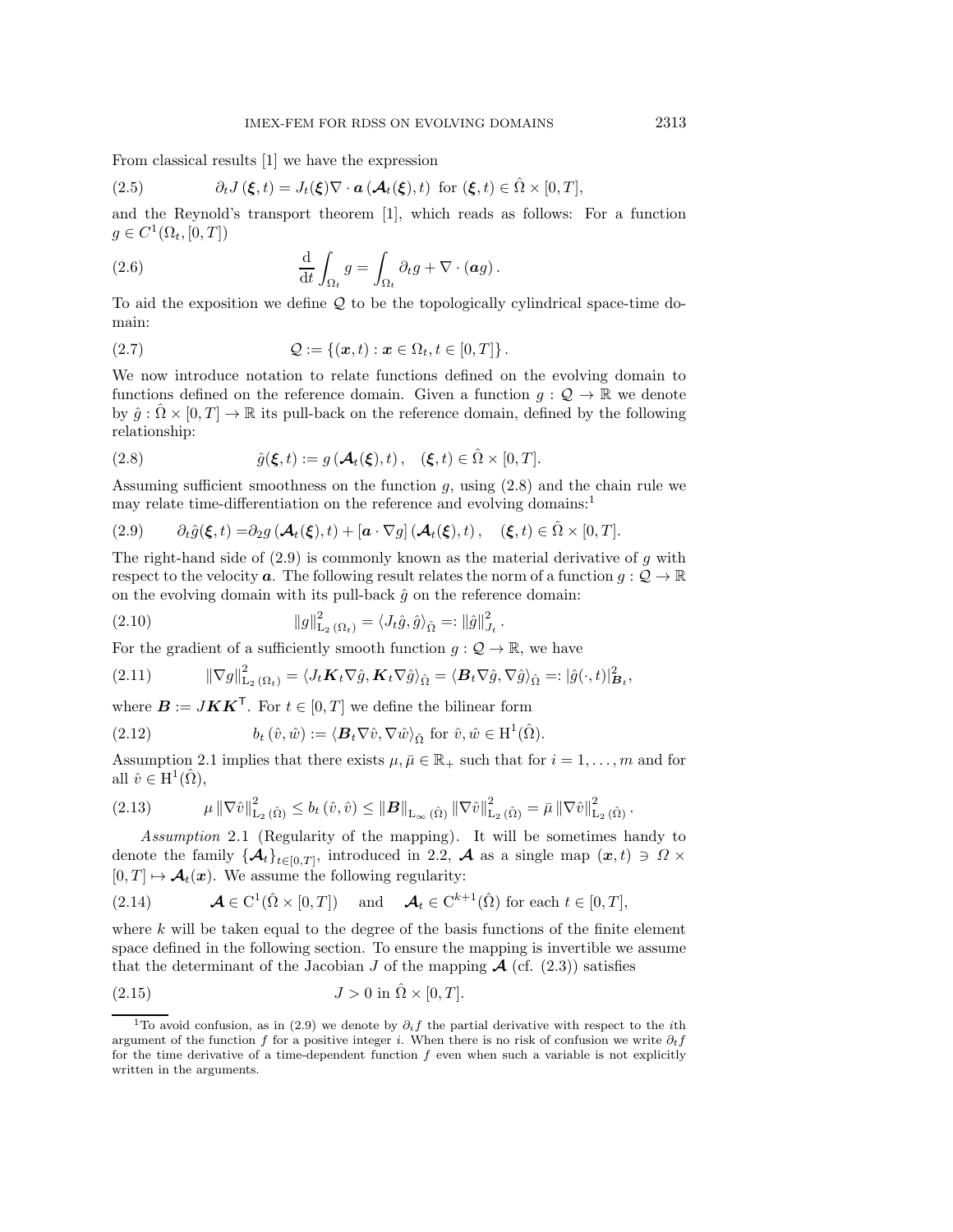From classical results [1] we have the expression

$$\partial_t J(\boldsymbol{\xi}, t) = J_t(\boldsymbol{\xi}) \nabla \cdot \boldsymbol{a}(\boldsymbol{\mathcal{A}}_t(\boldsymbol{\xi}), t) \text{ for } (\boldsymbol{\xi}, t) \in \hat{\Omega} \times [0, T], \tag{2.5}$$

and the Reynold's transport theorem [1], which reads as follows: For a function $g \in C^1(\Omega_t, [0, T])$

$$\frac{\mathrm{d}}{\mathrm{d}t} \int_{\Omega_t} g = \int_{\Omega_t} \partial_t g + \nabla \cdot (\boldsymbol{a} g). \tag{2.6}$$

To aid the exposition we define $\mathcal{Q}$ to be the topologically cylindrical space-time domain:

$$\mathcal{Q} := \{(\boldsymbol{x}, t) : \boldsymbol{x} \in \Omega_t, t \in [0, T]\}. \tag{2.7}$$

We now introduce notation to relate functions defined on the evolving domain to functions defined on the reference domain. Given a function $g : \mathcal{Q} \to \mathbb{R}$ we denote by $\hat{g} : \hat{\Omega} \times [0, T] \to \mathbb{R}$ its pull-back on the reference domain, defined by the following relationship:

$$\hat{g}(\boldsymbol{\xi}, t) := g(\boldsymbol{\mathcal{A}}_t(\boldsymbol{\xi}), t), \quad (\boldsymbol{\xi}, t) \in \hat{\Omega} \times [0, T]. \tag{2.8}$$

Assuming sufficient smoothness on the function $g$, using (2.8) and the chain rule we may relate time-differentiation on the reference and evolving domains:[1]

$$\partial_t \hat{g}(\boldsymbol{\xi}, t) = \partial_2 g(\boldsymbol{\mathcal{A}}_t(\boldsymbol{\xi}), t) + [\boldsymbol{a} \cdot \nabla g](\boldsymbol{\mathcal{A}}_t(\boldsymbol{\xi}), t), \quad (\boldsymbol{\xi}, t) \in \hat{\Omega} \times [0, T]. \tag{2.9}$$

The right-hand side of (2.9) is commonly known as the material derivative of $g$ with respect to the velocity $\boldsymbol{a}$. The following result relates the norm of a function $g : \mathcal{Q} \to \mathbb{R}$ on the evolving domain with its pull-back $\hat{g}$ on the reference domain:

$$\|g\|^2_{\mathrm{L}_2(\Omega_t)} = \langle J_t \hat{g}, \hat{g} \rangle_{\hat{\Omega}} =: \|\hat{g}\|^2_{J_t}. \tag{2.10}$$

For the gradient of a sufficiently smooth function $g : \mathcal{Q} \to \mathbb{R}$, we have

$$\|\nabla g\|^2_{\mathrm{L}_2(\Omega_t)} = \langle J_t \boldsymbol{K}_t \nabla \hat{g}, \boldsymbol{K}_t \nabla \hat{g} \rangle_{\hat{\Omega}} = \langle \boldsymbol{B}_t \nabla \hat{g}, \nabla \hat{g} \rangle_{\hat{\Omega}} =: |\hat{g}(\cdot, t)|^2_{\boldsymbol{B}_t}, \tag{2.11}$$

where $\boldsymbol{B} := J \boldsymbol{K} \boldsymbol{K}^{\mathsf{T}}$. For $t \in [0, T]$ we define the bilinear form

$$b_t(\hat{v}, \hat{w}) := \langle \boldsymbol{B}_t \nabla \hat{v}, \nabla \hat{w} \rangle_{\hat{\Omega}} \text{ for } \hat{v}, \hat{w} \in \mathrm{H}^1(\hat{\Omega}). \tag{2.12}$$

Assumption 2.1 implies that there exists $\mu, \bar{\mu} \in \mathbb{R}_+$ such that for $i = 1, \ldots, m$ and for all $\hat{v} \in \mathrm{H}^1(\hat{\Omega})$,

$$\mu \|\nabla \hat{v}\|^2_{\mathrm{L}_2(\hat{\Omega})} \leq b_t(\hat{v}, \hat{v}) \leq \|\boldsymbol{B}\|_{\mathrm{L}_\infty(\hat{\Omega})} \|\nabla \hat{v}\|^2_{\mathrm{L}_2(\hat{\Omega})} = \bar{\mu} \|\nabla \hat{v}\|^2_{\mathrm{L}_2(\hat{\Omega})}. \tag{2.13}$$

*Assumption* 2.1 (Regularity of the mapping). It will be sometimes handy to denote the family $\{\boldsymbol{\mathcal{A}}_t\}_{t \in [0,T]}$, introduced in 2.2, $\boldsymbol{\mathcal{A}}$ as a single map $(\boldsymbol{x}, t) \ni \Omega \times [0, T] \mapsto \boldsymbol{\mathcal{A}}_t(\boldsymbol{x})$. We assume the following regularity:

$$\boldsymbol{\mathcal{A}} \in \mathrm{C}^1(\hat{\Omega} \times [0, T]) \quad \text{and} \quad \boldsymbol{\mathcal{A}}_t \in \mathrm{C}^{k+1}(\hat{\Omega}) \text{ for each } t \in [0, T], \tag{2.14}$$

where $k$ will be taken equal to the degree of the basis functions of the finite element space defined in the following section. To ensure the mapping is invertible we assume that the determinant of the Jacobian $J$ of the mapping $\boldsymbol{\mathcal{A}}$ (cf. (2.3)) satisfies

$$J > 0 \text{ in } \hat{\Omega} \times [0, T]. \tag{2.15}$$

---

[1] To avoid confusion, as in (2.9) we denote by $\partial_i f$ the partial derivative with respect to the $i$th argument of the function $f$ for a positive integer $i$. When there is no risk of confusion we write $\partial_t f$ for the time derivative of a time-dependent function $f$ even when such a variable is not explicitly written in the arguments.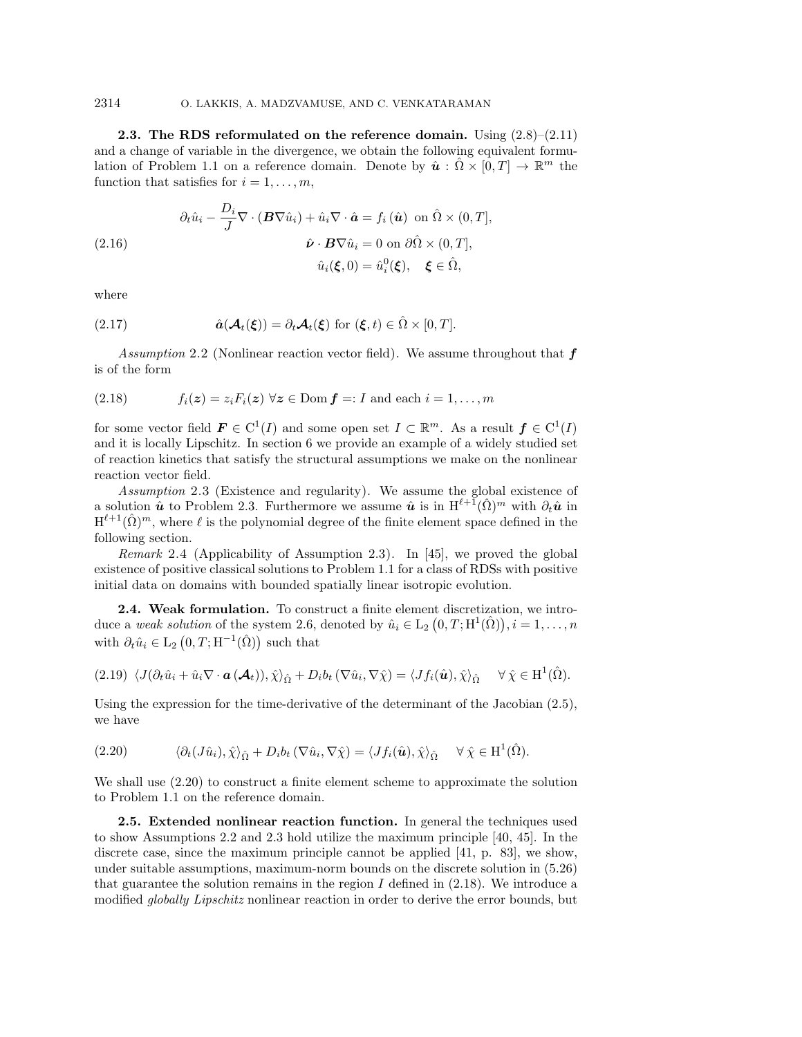**2.3. The RDS reformulated on the reference domain.** Using (2.8)–(2.11) and a change of variable in the divergence, we obtain the following equivalent formulation of Problem 1.1 on a reference domain. Denote by $\hat{\boldsymbol{u}} : \hat{\Omega} \times [0,T] \to \mathbb{R}^m$ the function that satisfies for $i = 1, \ldots, m$,

$$
\begin{aligned}
\partial_t \hat{u}_i - \frac{D_i}{J} \nabla \cdot (\boldsymbol{B} \nabla \hat{u}_i) + \hat{u}_i \nabla \cdot \hat{\boldsymbol{a}} &= f_i(\hat{\boldsymbol{u}}) \text{ on } \hat{\Omega} \times (0,T], \\
\hat{\boldsymbol{\nu}} \cdot \boldsymbol{B} \nabla \hat{u}_i &= 0 \text{ on } \partial\hat{\Omega} \times (0,T], \\
\hat{u}_i(\boldsymbol{\xi}, 0) &= \hat{u}_i^0(\boldsymbol{\xi}), \quad \boldsymbol{\xi} \in \hat{\Omega},
\end{aligned}
\tag{2.16}
$$

where

$$
\hat{\boldsymbol{a}}(\boldsymbol{\mathcal{A}}_t(\boldsymbol{\xi})) = \partial_t \boldsymbol{\mathcal{A}}_t(\boldsymbol{\xi}) \text{ for } (\boldsymbol{\xi}, t) \in \hat{\Omega} \times [0,T]. \tag{2.17}
$$

*Assumption* 2.2 (Nonlinear reaction vector field). We assume throughout that $\boldsymbol{f}$ is of the form

$$
f_i(\boldsymbol{z}) = z_i F_i(\boldsymbol{z}) \ \forall \boldsymbol{z} \in \operatorname{Dom} \boldsymbol{f} =: I \text{ and each } i = 1, \ldots, m \tag{2.18}
$$

for some vector field $\boldsymbol{F} \in \mathrm{C}^1(I)$ and some open set $I \subset \mathbb{R}^m$. As a result $\boldsymbol{f} \in \mathrm{C}^1(I)$ and it is locally Lipschitz. In section 6 we provide an example of a widely studied set of reaction kinetics that satisfy the structural assumptions we make on the nonlinear reaction vector field.

*Assumption* 2.3 (Existence and regularity). We assume the global existence of a solution $\hat{\boldsymbol{u}}$ to Problem 2.3. Furthermore we assume $\hat{\boldsymbol{u}}$ is in $\mathrm{H}^{\ell+1}(\hat{\Omega})^m$ with $\partial_t \hat{\boldsymbol{u}}$ in $\mathrm{H}^{\ell+1}(\hat{\Omega})^m$, where $\ell$ is the polynomial degree of the finite element space defined in the following section.

*Remark* 2.4 (Applicability of Assumption 2.3). In [45], we proved the global existence of positive classical solutions to Problem 1.1 for a class of RDSs with positive initial data on domains with bounded spatially linear isotropic evolution.

**2.4. Weak formulation.** To construct a finite element discretization, we introduce a *weak solution* of the system 2.6, denoted by $\hat{u}_i \in \mathrm{L}_2\left(0,T;\mathrm{H}^1(\hat{\Omega})\right), i = 1, \ldots, n$ with $\partial_t \hat{u}_i \in \mathrm{L}_2\left(0,T;\mathrm{H}^{-1}(\hat{\Omega})\right)$ such that

$$
\langle J(\partial_t \hat{u}_i + \hat{u}_i \nabla \cdot \boldsymbol{a}(\boldsymbol{\mathcal{A}}_t)), \hat{\chi} \rangle_{\hat{\Omega}} + D_i b_t (\nabla \hat{u}_i, \nabla \hat{\chi}) = \langle J f_i(\hat{\boldsymbol{u}}), \hat{\chi} \rangle_{\hat{\Omega}} \quad \forall \, \hat{\chi} \in \mathrm{H}^1(\hat{\Omega}). \tag{2.19}
$$

Using the expression for the time-derivative of the determinant of the Jacobian (2.5), we have

$$
\langle \partial_t (J \hat{u}_i), \hat{\chi} \rangle_{\hat{\Omega}} + D_i b_t (\nabla \hat{u}_i, \nabla \hat{\chi}) = \langle J f_i(\hat{\boldsymbol{u}}), \hat{\chi} \rangle_{\hat{\Omega}} \quad \forall \, \hat{\chi} \in \mathrm{H}^1(\hat{\Omega}). \tag{2.20}
$$

We shall use (2.20) to construct a finite element scheme to approximate the solution to Problem 1.1 on the reference domain.

**2.5. Extended nonlinear reaction function.** In general the techniques used to show Assumptions 2.2 and 2.3 hold utilize the maximum principle [40, 45]. In the discrete case, since the maximum principle cannot be applied [41, p. 83], we show, under suitable assumptions, maximum-norm bounds on the discrete solution in (5.26) that guarantee the solution remains in the region $I$ defined in (2.18). We introduce a modified *globally Lipschitz* nonlinear reaction in order to derive the error bounds, but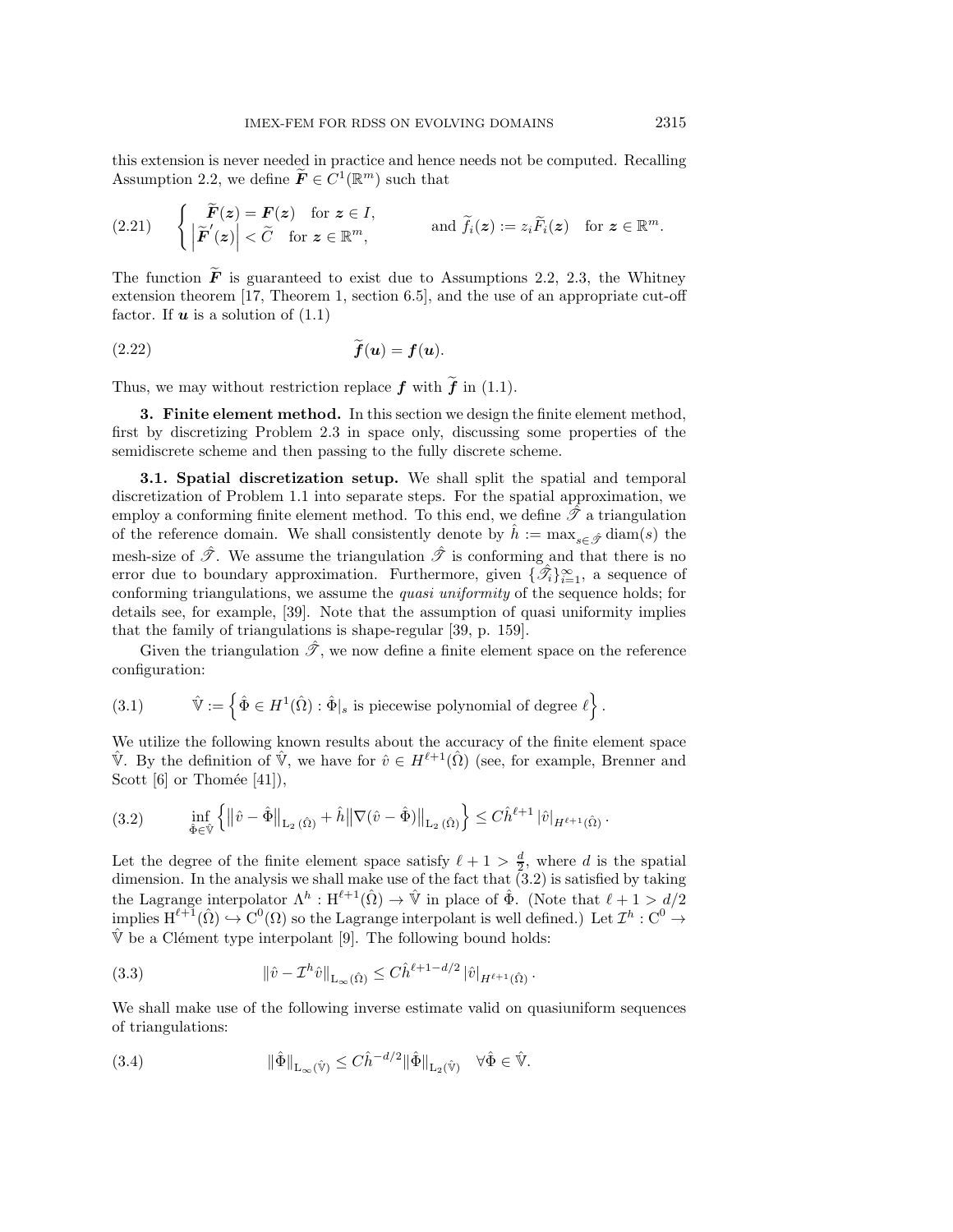this extension is never needed in practice and hence needs not be computed. Recalling Assumption 2.2, we define $\widetilde{\boldsymbol{F}} \in C^1(\mathbb{R}^m)$ such that

$$
(2.21) \qquad \begin{cases} \widetilde{\boldsymbol{F}}(\boldsymbol{z}) = \boldsymbol{F}(\boldsymbol{z}) & \text{for } \boldsymbol{z} \in I, \\ \left|\widetilde{\boldsymbol{F}}'(\boldsymbol{z})\right| < \widetilde{C} & \text{for } \boldsymbol{z} \in \mathbb{R}^m, \end{cases} \qquad \text{and } \widetilde{f}_i(\boldsymbol{z}) := z_i \widetilde{F}_i(\boldsymbol{z}) \quad \text{for } \boldsymbol{z} \in \mathbb{R}^m.
$$

The function $\widetilde{\boldsymbol{F}}$ is guaranteed to exist due to Assumptions 2.2, 2.3, the Whitney extension theorem [17, Theorem 1, section 6.5], and the use of an appropriate cut-off factor. If $\boldsymbol{u}$ is a solution of (1.1)

$$
(2.22) \qquad \widetilde{\boldsymbol{f}}(\boldsymbol{u}) = \boldsymbol{f}(\boldsymbol{u}).
$$

Thus, we may without restriction replace $\boldsymbol{f}$ with $\widetilde{\boldsymbol{f}}$ in (1.1).

## 3. Finite element method.

In this section we design the finite element method, first by discretizing Problem 2.3 in space only, discussing some properties of the semidiscrete scheme and then passing to the fully discrete scheme.

### 3.1. Spatial discretization setup.

We shall split the spatial and temporal discretization of Problem 1.1 into separate steps. For the spatial approximation, we employ a conforming finite element method. To this end, we define $\hat{\mathscr{T}}$ a triangulation of the reference domain. We shall consistently denote by $\hat{h} := \max_{s\in\hat{\mathscr{T}}} \operatorname{diam}(s)$ the mesh-size of $\hat{\mathscr{T}}$. We assume the triangulation $\hat{\mathscr{T}}$ is conforming and that there is no error due to boundary approximation. Furthermore, given $\{\hat{\mathscr{T}}_i\}_{i=1}^{\infty}$, a sequence of conforming triangulations, we assume the *quasi uniformity* of the sequence holds; for details see, for example, [39]. Note that the assumption of quasi uniformity implies that the family of triangulations is shape-regular [39, p. 159].

Given the triangulation $\hat{\mathscr{T}}$, we now define a finite element space on the reference configuration:

$$
(3.1) \qquad \hat{\mathbb{V}} := \left\{ \hat{\Phi} \in H^1(\hat{\Omega}) : \hat{\Phi}|_s \text{ is piecewise polynomial of degree } \ell \right\}.
$$

We utilize the following known results about the accuracy of the finite element space $\hat{\mathbb{V}}$. By the definition of $\hat{\mathbb{V}}$, we have for $\hat{v} \in H^{\ell+1}(\hat{\Omega})$ (see, for example, Brenner and Scott [6] or Thomée [41]),

$$
(3.2) \qquad \inf_{\hat{\Phi}\in\hat{\mathbb{V}}} \left\{ \left\|\hat{v} - \hat{\Phi}\right\|_{\mathrm{L}_2(\hat{\Omega})} + \hat{h}\left\|\nabla(\hat{v} - \hat{\Phi})\right\|_{\mathrm{L}_2(\hat{\Omega})} \right\} \le C\hat{h}^{\ell+1} \left|\hat{v}\right|_{H^{\ell+1}(\hat{\Omega})}.
$$

Let the degree of the finite element space satisfy $\ell + 1 > \frac{d}{2}$, where $d$ is the spatial dimension. In the analysis we shall make use of the fact that (3.2) is satisfied by taking the Lagrange interpolator $\Lambda^h : \mathrm{H}^{\ell+1}(\hat{\Omega}) \to \hat{\mathbb{V}}$ in place of $\hat{\Phi}$. (Note that $\ell + 1 > d/2$ implies $\mathrm{H}^{\ell+1}(\hat{\Omega}) \hookrightarrow \mathrm{C}^0(\Omega)$ so the Lagrange interpolant is well defined.) Let $\mathcal{I}^h : \mathrm{C}^0 \to \hat{\mathbb{V}}$ be a Clément type interpolant [9]. The following bound holds:

$$
(3.3) \qquad \|\hat{v} - \mathcal{I}^h\hat{v}\|_{\mathrm{L}_\infty(\hat{\Omega})} \le C\hat{h}^{\ell+1-d/2} \left|\hat{v}\right|_{H^{\ell+1}(\hat{\Omega})}.
$$

We shall make use of the following inverse estimate valid on quasiuniform sequences of triangulations:

$$
(3.4) \qquad \|\hat{\Phi}\|_{\mathrm{L}_\infty(\hat{\mathbb{V}})} \le C\hat{h}^{-d/2}\|\hat{\Phi}\|_{\mathrm{L}_2(\hat{\mathbb{V}})} \quad \forall \hat{\Phi} \in \hat{\mathbb{V}}.
$$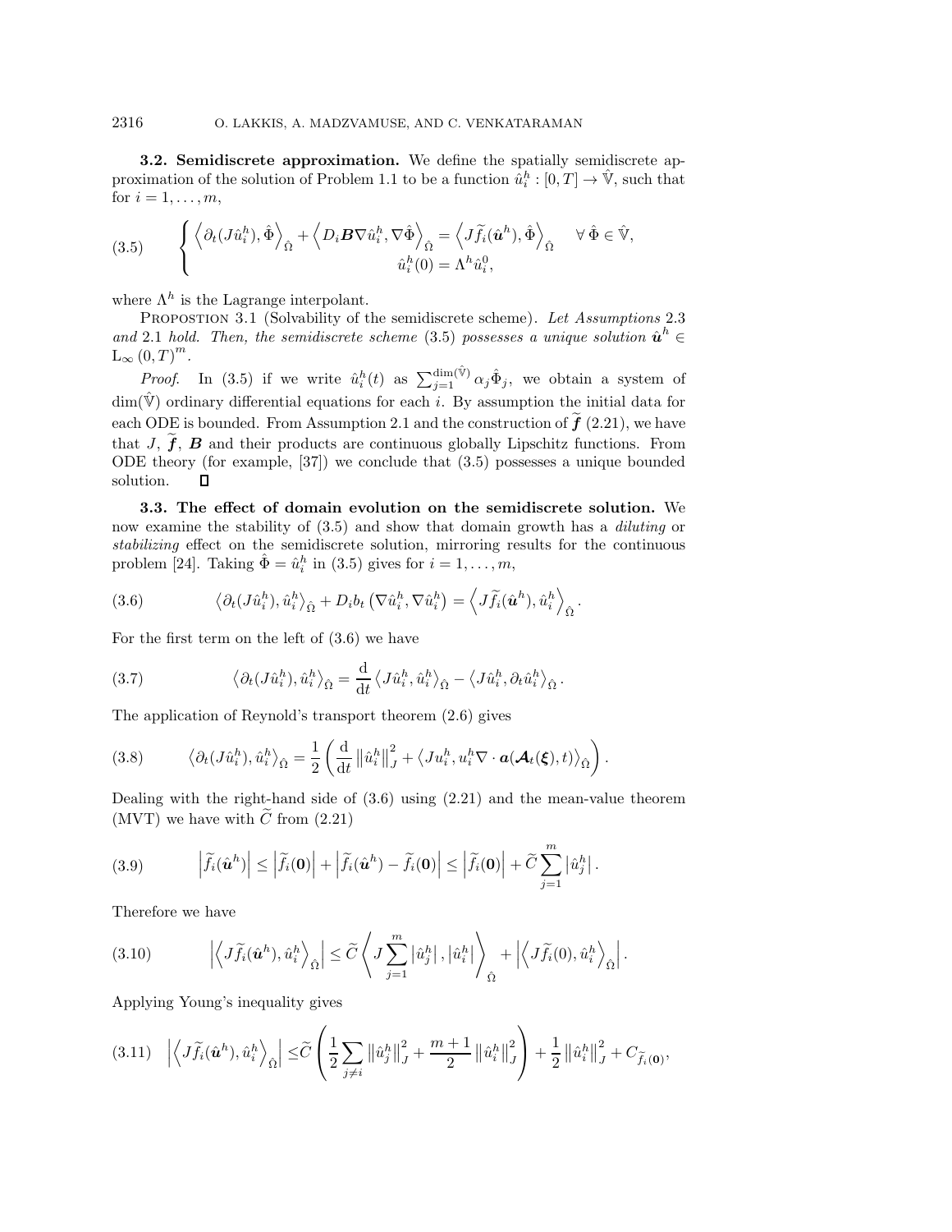**3.2. Semidiscrete approximation.** We define the spatially semidiscrete approximation of the solution of Problem 1.1 to be a function $\hat{u}_i^h : [0,T] \to \hat{\mathbb{V}}$, such that for $i = 1, \ldots, m$,

$$
\begin{cases} \left\langle \partial_t (J\hat{u}_i^h), \hat{\Phi} \right\rangle_{\hat{\Omega}} + \left\langle D_i \boldsymbol{B} \nabla \hat{u}_i^h, \nabla \hat{\Phi} \right\rangle_{\hat{\Omega}} = \left\langle J \widetilde{f}_i(\hat{\boldsymbol{u}}^h), \hat{\Phi} \right\rangle_{\hat{\Omega}} \quad \forall\, \hat{\Phi} \in \hat{\mathbb{V}}, \\ \hat{u}_i^h(0) = \Lambda^h \hat{u}_i^0, \end{cases} \tag{3.5}
$$

where $\Lambda^h$ is the Lagrange interpolant.

Propostion 3.1 (Solvability of the semidiscrete scheme). *Let Assumptions* 2.3 *and* 2.1 *hold. Then, the semidiscrete scheme* (3.5) *possesses a unique solution* $\hat{\boldsymbol{u}}^h \in \mathrm{L}_\infty(0,T)^m$.

*Proof.* In (3.5) if we write $\hat{u}_i^h(t)$ as $\sum_{j=1}^{\dim(\hat{\mathbb{V}})} \alpha_j \hat{\Phi}_j$, we obtain a system of $\dim(\hat{\mathbb{V}})$ ordinary differential equations for each $i$. By assumption the initial data for each ODE is bounded. From Assumption 2.1 and the construction of $\widetilde{\boldsymbol{f}}$ (2.21), we have that $J$, $\widetilde{\boldsymbol{f}}$, $\boldsymbol{B}$ and their products are continuous globally Lipschitz functions. From ODE theory (for example, [37]) we conclude that (3.5) possesses a unique bounded solution. $\square$

**3.3. The effect of domain evolution on the semidiscrete solution.** We now examine the stability of (3.5) and show that domain growth has a *diluting* or *stabilizing* effect on the semidiscrete solution, mirroring results for the continuous problem [24]. Taking $\hat{\Phi} = \hat{u}_i^h$ in (3.5) gives for $i = 1, \ldots, m$,

$$
\left\langle \partial_t (J\hat{u}_i^h), \hat{u}_i^h \right\rangle_{\hat{\Omega}} + D_i b_t \left( \nabla \hat{u}_i^h, \nabla \hat{u}_i^h \right) = \left\langle J \widetilde{f}_i(\hat{\boldsymbol{u}}^h), \hat{u}_i^h \right\rangle_{\hat{\Omega}}. \tag{3.6}
$$

For the first term on the left of (3.6) we have

$$
\left\langle \partial_t (J\hat{u}_i^h), \hat{u}_i^h \right\rangle_{\hat{\Omega}} = \frac{\mathrm{d}}{\mathrm{d}t} \left\langle J\hat{u}_i^h, \hat{u}_i^h \right\rangle_{\hat{\Omega}} - \left\langle J\hat{u}_i^h, \partial_t \hat{u}_i^h \right\rangle_{\hat{\Omega}}. \tag{3.7}
$$

The application of Reynold's transport theorem (2.6) gives

$$
\left\langle \partial_t (J\hat{u}_i^h), \hat{u}_i^h \right\rangle_{\hat{\Omega}} = \frac{1}{2} \left( \frac{\mathrm{d}}{\mathrm{d}t} \left\| \hat{u}_i^h \right\|_J^2 + \left\langle J u_i^h, u_i^h \nabla \cdot \boldsymbol{a}(\boldsymbol{\mathcal{A}}_t(\boldsymbol{\xi}), t) \right\rangle_{\hat{\Omega}} \right). \tag{3.8}
$$

Dealing with the right-hand side of (3.6) using (2.21) and the mean-value theorem (MVT) we have with $\widetilde{C}$ from (2.21)

$$
\left| \widetilde{f}_i(\hat{\boldsymbol{u}}^h) \right| \le \left| \widetilde{f}_i(\boldsymbol{0}) \right| + \left| \widetilde{f}_i(\hat{\boldsymbol{u}}^h) - \widetilde{f}_i(\boldsymbol{0}) \right| \le \left| \widetilde{f}_i(\boldsymbol{0}) \right| + \widetilde{C} \sum_{j=1}^m \left| \hat{u}_j^h \right|. \tag{3.9}
$$

Therefore we have

$$
\left| \left\langle J \widetilde{f}_i(\hat{\boldsymbol{u}}^h), \hat{u}_i^h \right\rangle_{\hat{\Omega}} \right| \le \widetilde{C} \left\langle J \sum_{j=1}^m \left| \hat{u}_j^h \right|, \left| \hat{u}_i^h \right| \right\rangle_{\hat{\Omega}} + \left| \left\langle J \widetilde{f}_i(0), \hat{u}_i^h \right\rangle_{\hat{\Omega}} \right|. \tag{3.10}
$$

Applying Young's inequality gives

$$
\left| \left\langle J \widetilde{f}_i(\hat{\boldsymbol{u}}^h), \hat{u}_i^h \right\rangle_{\hat{\Omega}} \right| \le \widetilde{C} \left( \frac{1}{2} \sum_{j \ne i} \left\| \hat{u}_j^h \right\|_J^2 + \frac{m+1}{2} \left\| \hat{u}_i^h \right\|_J^2 \right) + \frac{1}{2} \left\| \hat{u}_i^h \right\|_J^2 + C_{\widetilde{f}_i(\boldsymbol{0})}, \tag{3.11}
$$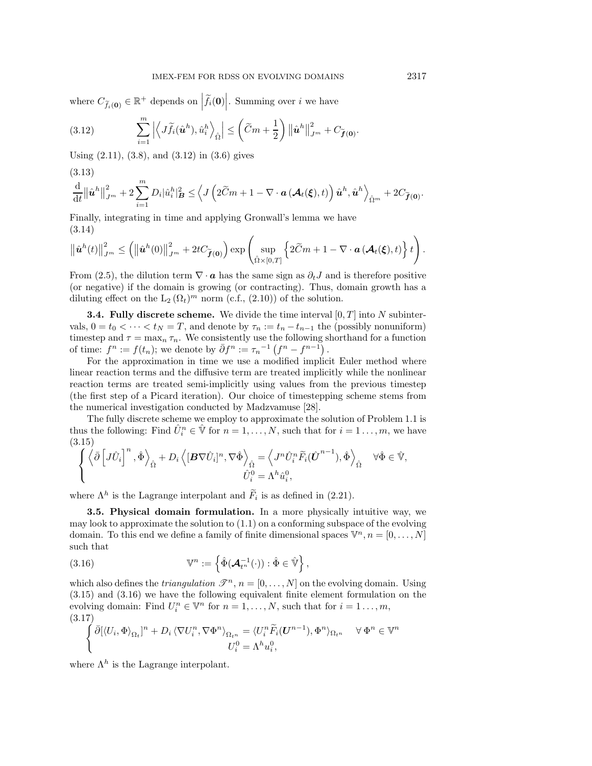where $C_{\widetilde{f}_i(\mathbf{0})} \in \mathbb{R}^+$ depends on $\left|\widetilde{f}_i(\mathbf{0})\right|$. Summing over $i$ we have

$$\sum_{i=1}^{m} \left|\left\langle J\widetilde{f}_i(\hat{\boldsymbol{u}}^h), \hat{u}_i^h\right\rangle_{\hat{\Omega}}\right| \leq \left(\widetilde{C}m + \frac{1}{2}\right) \left\|\hat{\boldsymbol{u}}^h\right\|_{J^m}^2 + C_{\widetilde{\boldsymbol{f}}(\mathbf{0})}. \tag{3.12}$$

Using (2.11), (3.8), and (3.12) in (3.6) gives

$$\frac{\mathrm{d}}{\mathrm{d}t}\left\|\hat{\boldsymbol{u}}^h\right\|_{J^m}^2 + 2\sum_{i=1}^{m} D_i |\hat{u}_i^h|_{\boldsymbol{B}}^2 \leq \left\langle J\left(2\widetilde{C}m + 1 - \nabla\cdot\boldsymbol{a}\left(\boldsymbol{\mathcal{A}}_t(\boldsymbol{\xi}), t\right)\right)\hat{\boldsymbol{u}}^h, \hat{\boldsymbol{u}}^h\right\rangle_{\hat{\Omega}^m} + 2C_{\widetilde{\boldsymbol{f}}(\mathbf{0})}. \tag{3.13}$$

Finally, integrating in time and applying Gronwall's lemma we have

$$\left\|\hat{\boldsymbol{u}}^h(t)\right\|_{J^m}^2 \leq \left(\left\|\hat{\boldsymbol{u}}^h(0)\right\|_{J^m}^2 + 2tC_{\widetilde{\boldsymbol{f}}(\mathbf{0})}\right)\exp\left(\sup_{\hat{\Omega}\times[0,T]}\left\{2\widetilde{C}m + 1 - \nabla\cdot\boldsymbol{a}\left(\boldsymbol{\mathcal{A}}_t(\boldsymbol{\xi}), t\right)\right\}t\right). \tag{3.14}$$

From (2.5), the dilution term $\nabla\cdot\boldsymbol{a}$ has the same sign as $\partial_t J$ and is therefore positive (or negative) if the domain is growing (or contracting). Thus, domain growth has a diluting effect on the $\mathrm{L}_2(\Omega_t)^m$ norm (c.f., (2.10)) of the solution.

### 3.4. Fully discrete scheme.

We divide the time interval $[0,T]$ into $N$ subintervals, $0 = t_0 < \cdots < t_N = T$, and denote by $\tau_n := t_n - t_{n-1}$ the (possibly nonuniform) timestep and $\tau = \max_n \tau_n$. We consistently use the following shorthand for a function of time: $f^n := f(t_n)$; we denote by $\bar{\partial} f^n := {\tau_n}^{-1}\left(f^n - f^{n-1}\right)$.

For the approximation in time we use a modified implicit Euler method where linear reaction terms and the diffusive term are treated implicitly while the nonlinear reaction terms are treated semi-implicitly using values from the previous timestep (the first step of a Picard iteration). Our choice of timestepping scheme stems from the numerical investigation conducted by Madzvamuse [28].

The fully discrete scheme we employ to approximate the solution of Problem 1.1 is thus the following: Find $\hat{U}_i^n \in \hat{\mathbb{V}}$ for $n = 1, \ldots, N$, such that for $i = 1\ldots, m$, we have

$$\begin{cases} \left\langle \bar{\partial}\left[J\hat{U}_i\right]^n, \hat{\Phi}\right\rangle_{\hat{\Omega}} + D_i\left\langle[\boldsymbol{B}\nabla\hat{U}_i]^n, \nabla\hat{\Phi}\right\rangle_{\hat{\Omega}} = \left\langle J^n\hat{U}_i^n\widetilde{F}_i(\hat{\boldsymbol{U}}^{n-1}), \hat{\Phi}\right\rangle_{\hat{\Omega}} \quad \forall\hat{\Phi}\in\hat{\mathbb{V}}, \\ \hat{U}_i^0 = \Lambda^h\hat{u}_i^0, \end{cases} \tag{3.15}$$

where $\Lambda^h$ is the Lagrange interpolant and $\widetilde{F}_i$ is as defined in (2.21).

### 3.5. Physical domain formulation.

In a more physically intuitive way, we may look to approximate the solution to (1.1) on a conforming subspace of the evolving domain. To this end we define a family of finite dimensional spaces $\mathbb{V}^n, n = [0, \ldots, N]$ such that

$$\mathbb{V}^n := \left\{\hat{\Phi}(\boldsymbol{\mathcal{A}}_{t^n}^{-1}(\cdot)) : \hat{\Phi}\in\hat{\mathbb{V}}\right\}, \tag{3.16}$$

which also defines the *triangulation* $\mathscr{T}^n, n = [0, \ldots, N]$ on the evolving domain. Using (3.15) and (3.16) we have the following equivalent finite element formulation on the evolving domain: Find $U_i^n \in \mathbb{V}^n$ for $n = 1, \ldots, N$, such that for $i = 1\ldots, m$,

$$\begin{cases} \bar{\partial}[\langle U_i, \Phi\rangle_{\Omega_t}]^n + D_i\left\langle\nabla U_i^n, \nabla\Phi^n\right\rangle_{\Omega_{t^n}} = \langle U_i^n\widetilde{F}_i(\boldsymbol{U}^{n-1}), \Phi^n\rangle_{\Omega_{t^n}} \quad \forall\,\Phi^n\in\mathbb{V}^n \\ U_i^0 = \Lambda^h u_i^0, \end{cases} \tag{3.17}$$

where $\Lambda^h$ is the Lagrange interpolant.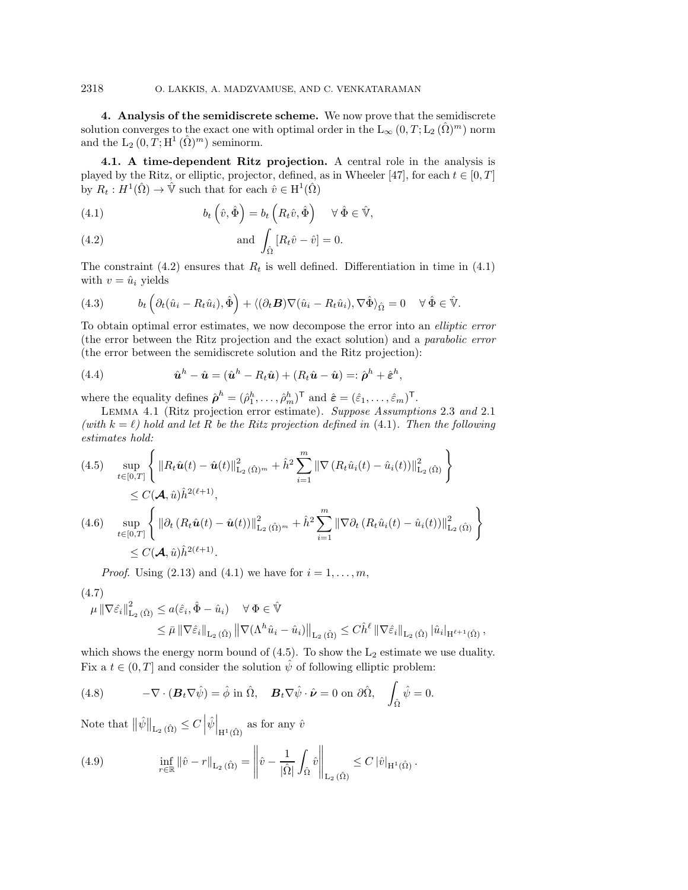**4. Analysis of the semidiscrete scheme.** We now prove that the semidiscrete solution converges to the exact one with optimal order in the $\mathrm{L}_\infty(0,T;\mathrm{L}_2(\hat{\Omega})^m)$ norm and the $\mathrm{L}_2(0,T;\mathrm{H}^1(\hat{\Omega})^m)$ seminorm.

**4.1. A time-dependent Ritz projection.** A central role in the analysis is played by the Ritz, or elliptic, projector, defined, as in Wheeler [47], for each $t \in [0,T]$ by $R_t : H^1(\hat{\Omega}) \to \hat{\mathbb{V}}$ such that for each $\hat{v} \in \mathrm{H}^1(\hat{\Omega})$

$$b_t\left(\hat{v}, \hat{\Phi}\right) = b_t\left(R_t\hat{v}, \hat{\Phi}\right) \quad \forall\, \hat{\Phi} \in \hat{\mathbb{V}}, \tag{4.1}$$

$$\text{and } \int_{\hat{\Omega}} [R_t\hat{v} - \hat{v}] = 0. \tag{4.2}$$

The constraint (4.2) ensures that $R_t$ is well defined. Differentiation in time in (4.1) with $v = \hat{u}_i$ yields

$$b_t\left(\partial_t(\hat{u}_i - R_t\hat{u}_i), \hat{\Phi}\right) + \langle (\partial_t \boldsymbol{B})\nabla(\hat{u}_i - R_t\hat{u}_i), \nabla\hat{\Phi}\rangle_{\hat{\Omega}} = 0 \quad \forall\, \hat{\Phi} \in \hat{\mathbb{V}}. \tag{4.3}$$

To obtain optimal error estimates, we now decompose the error into an *elliptic error* (the error between the Ritz projection and the exact solution) and a *parabolic error* (the error between the semidiscrete solution and the Ritz projection):

$$\hat{\boldsymbol{u}}^h - \hat{\boldsymbol{u}} = (\hat{\boldsymbol{u}}^h - R_t\hat{\boldsymbol{u}}) + (R_t\hat{\boldsymbol{u}} - \hat{\boldsymbol{u}}) =: \hat{\boldsymbol{\rho}}^h + \hat{\boldsymbol{\varepsilon}}^h, \tag{4.4}$$

where the equality defines $\hat{\boldsymbol{\rho}}^h = (\hat{\rho}^h_1, \ldots, \hat{\rho}^h_m)^\mathsf{T}$ and $\hat{\boldsymbol{\varepsilon}} = (\hat{\varepsilon}_1, \ldots, \hat{\varepsilon}_m)^\mathsf{T}$.

Lemma 4.1 (Ritz projection error estimate). *Suppose Assumptions* 2.3 *and* 2.1 *(with $k = \ell$) hold and let $R$ be the Ritz projection defined in* (4.1). *Then the following estimates hold:*

$$\sup_{t\in[0,T]} \left\{ \left\| R_t\hat{\boldsymbol{u}}(t) - \hat{\boldsymbol{u}}(t) \right\|^2_{\mathrm{L}_2(\hat{\Omega})^m} + \hat{h}^2 \sum_{i=1}^m \left\| \nabla\left(R_t\hat{u}_i(t) - \hat{u}_i(t)\right)\right\|^2_{\mathrm{L}_2(\hat{\Omega})} \right\} \leq C(\boldsymbol{\mathcal{A}}, \hat{u})\hat{h}^{2(\ell+1)}, \tag{4.5}$$

$$\sup_{t\in[0,T]} \left\{ \left\| \partial_t\left(R_t\hat{\boldsymbol{u}}(t) - \hat{\boldsymbol{u}}(t)\right) \right\|^2_{\mathrm{L}_2(\hat{\Omega})^m} + \hat{h}^2 \sum_{i=1}^m \left\| \nabla\partial_t\left(R_t\hat{u}_i(t) - \hat{u}_i(t)\right)\right\|^2_{\mathrm{L}_2(\hat{\Omega})} \right\} \leq C(\boldsymbol{\mathcal{A}}, \hat{u})\hat{h}^{2(\ell+1)}. \tag{4.6}$$

*Proof.* Using (2.13) and (4.1) we have for $i = 1, \ldots, m$,

$$\begin{aligned} \mu \left\|\nabla\hat{\varepsilon}_i\right\|^2_{\mathrm{L}_2(\hat{\Omega})} &\leq a(\hat{\varepsilon}_i, \hat{\Phi} - \hat{u}_i) \quad \forall\, \Phi \in \hat{\mathbb{V}} \\ &\leq \bar{\mu}\left\|\nabla\hat{\varepsilon}_i\right\|_{\mathrm{L}_2(\hat{\Omega})} \left\|\nabla(\Lambda^h\hat{u}_i - \hat{u}_i)\right\|_{\mathrm{L}_2(\hat{\Omega})} \leq C\hat{h}^\ell \left\|\nabla\hat{\varepsilon}_i\right\|_{\mathrm{L}_2(\hat{\Omega})} \left|\hat{u}_i\right|_{\mathrm{H}^{\ell+1}(\hat{\Omega})}, \end{aligned} \tag{4.7}$$

which shows the energy norm bound of (4.5). To show the $\mathrm{L}_2$ estimate we use duality. Fix a $t \in (0,T]$ and consider the solution $\hat{\psi}$ of following elliptic problem:

$$-\nabla\cdot(\boldsymbol{B}_t\nabla\hat{\psi}) = \hat{\phi} \text{ in } \hat{\Omega}, \quad \boldsymbol{B}_t\nabla\hat{\psi}\cdot\hat{\boldsymbol{\nu}} = 0 \text{ on } \partial\hat{\Omega}, \quad \int_{\hat{\Omega}}\hat{\psi} = 0. \tag{4.8}$$

Note that $\left\|\hat{\psi}\right\|_{\mathrm{L}_2(\hat{\Omega})} \leq C\left|\hat{\psi}\right|_{\mathrm{H}^1(\hat{\Omega})}$ as for any $\hat{v}$

$$\inf_{r\in\mathbb{R}} \left\|\hat{v} - r\right\|_{\mathrm{L}_2(\hat{\Omega})} = \left\| \hat{v} - \frac{1}{|\hat{\Omega}|}\int_{\hat{\Omega}}\hat{v} \right\|_{\mathrm{L}_2(\hat{\Omega})} \leq C\left|\hat{v}\right|_{\mathrm{H}^1(\hat{\Omega})}. \tag{4.9}$$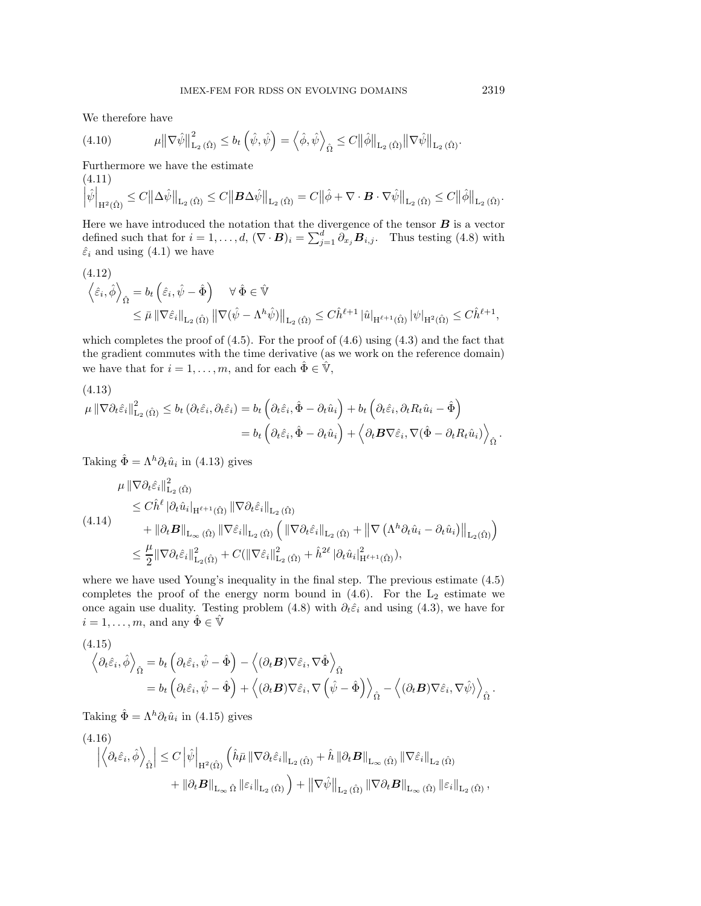We therefore have

$$
\mu\|\nabla\hat{\psi}\|^2_{\mathrm{L}_2(\hat{\Omega})} \leq b_t\left(\hat{\psi},\hat{\psi}\right) = \left\langle \hat{\phi},\hat{\psi}\right\rangle_{\hat{\Omega}} \leq C\|\hat{\phi}\|_{\mathrm{L}_2(\hat{\Omega})}\|\nabla\hat{\psi}\|_{\mathrm{L}_2(\hat{\Omega})}. \tag{4.10}
$$

Furthermore we have the estimate

$$
\left|\hat{\psi}\right|_{\mathrm{H}^2(\hat{\Omega})} \leq C\|\Delta\hat{\psi}\|_{\mathrm{L}_2(\hat{\Omega})} \leq C\|\boldsymbol{B}\Delta\hat{\psi}\|_{\mathrm{L}_2(\hat{\Omega})} = C\|\hat{\phi} + \nabla\cdot\boldsymbol{B}\cdot\nabla\hat{\psi}\|_{\mathrm{L}_2(\hat{\Omega})} \leq C\|\hat{\phi}\|_{\mathrm{L}_2(\hat{\Omega})}. \tag{4.11}
$$

Here we have introduced the notation that the divergence of the tensor $\boldsymbol{B}$ is a vector defined such that for $i=1,\dots,d$, $(\nabla\cdot\boldsymbol{B})_i = \sum_{j=1}^d \partial_{x_j}\boldsymbol{B}_{i,j}$. Thus testing (4.8) with $\hat{\varepsilon}_i$ and using (4.1) we have

$$
\begin{aligned}
\left\langle \hat{\varepsilon}_i,\hat{\phi}\right\rangle_{\hat{\Omega}} &= b_t\left(\hat{\varepsilon}_i,\hat{\psi}-\hat{\Phi}\right) \quad \forall\,\hat{\Phi}\in\hat{\mathbb{V}} \\
&\leq \bar{\mu}\,\|\nabla\hat{\varepsilon}_i\|_{\mathrm{L}_2(\hat{\Omega})}\|\nabla(\hat{\psi}-\Lambda^h\hat{\psi})\|_{\mathrm{L}_2(\hat{\Omega})} \leq C\hat{h}^{\ell+1}\,|\hat{u}|_{\mathrm{H}^{\ell+1}(\hat{\Omega})}\,|\psi|_{\mathrm{H}^2(\hat{\Omega})} \leq C\hat{h}^{\ell+1},
\end{aligned} \tag{4.12}
$$

which completes the proof of (4.5). For the proof of (4.6) using (4.3) and the fact that the gradient commutes with the time derivative (as we work on the reference domain) we have that for $i=1,\dots,m$, and for each $\hat{\Phi}\in\hat{\mathbb{V}}$,

$$
\begin{aligned}
\mu\,\|\nabla\partial_t\hat{\varepsilon}_i\|^2_{\mathrm{L}_2(\hat{\Omega})} \leq b_t\left(\partial_t\hat{\varepsilon}_i,\partial_t\hat{\varepsilon}_i\right) &= b_t\left(\partial_t\hat{\varepsilon}_i,\hat{\Phi}-\partial_t\hat{u}_i\right) + b_t\left(\partial_t\hat{\varepsilon}_i,\partial_t R_t\hat{u}_i-\hat{\Phi}\right) \\
&= b_t\left(\partial_t\hat{\varepsilon}_i,\hat{\Phi}-\partial_t\hat{u}_i\right) + \left\langle \partial_t\boldsymbol{B}\nabla\hat{\varepsilon}_i,\nabla(\hat{\Phi}-\partial_t R_t\hat{u}_i)\right\rangle_{\hat{\Omega}}.
\end{aligned} \tag{4.13}
$$

Taking $\hat{\Phi}=\Lambda^h\partial_t\hat{u}_i$ in (4.13) gives

$$
\begin{aligned}
&\mu\,\|\nabla\partial_t\hat{\varepsilon}_i\|^2_{\mathrm{L}_2(\hat{\Omega})} \\
&\quad\leq C\hat{h}^{\ell}\,|\partial_t\hat{u}_i|_{\mathrm{H}^{\ell+1}(\hat{\Omega})}\,\|\nabla\partial_t\hat{\varepsilon}_i\|_{\mathrm{L}_2(\hat{\Omega})} \\
&\qquad + \|\partial_t\boldsymbol{B}\|_{\mathrm{L}_\infty(\hat{\Omega})}\,\|\nabla\hat{\varepsilon}_i\|_{\mathrm{L}_2(\hat{\Omega})}\Big(\|\nabla\partial_t\hat{\varepsilon}_i\|_{\mathrm{L}_2(\hat{\Omega})} + \left\|\nabla\left(\Lambda^h\partial_t\hat{u}_i-\partial_t\hat{u}_i\right)\right\|_{\mathrm{L}_2(\hat{\Omega})}\Big) \\
&\quad\leq \frac{\mu}{2}\|\nabla\partial_t\hat{\varepsilon}_i\|^2_{\mathrm{L}_2(\hat{\Omega})} + C(\|\nabla\hat{\varepsilon}_i\|^2_{\mathrm{L}_2(\hat{\Omega})} + \hat{h}^{2\ell}\,|\partial_t\hat{u}_i|^2_{\mathrm{H}^{\ell+1}(\hat{\Omega})}),
\end{aligned} \tag{4.14}
$$

where we have used Young's inequality in the final step. The previous estimate (4.5) completes the proof of the energy norm bound in (4.6). For the $\mathrm{L}_2$ estimate we once again use duality. Testing problem (4.8) with $\partial_t\hat{\varepsilon}_i$ and using (4.3), we have for $i=1,\dots,m$, and any $\hat{\Phi}\in\hat{\mathbb{V}}$

$$
\begin{aligned}
\left\langle \partial_t\hat{\varepsilon}_i,\hat{\phi}\right\rangle_{\hat{\Omega}} &= b_t\left(\partial_t\hat{\varepsilon}_i,\hat{\psi}-\hat{\Phi}\right) - \left\langle (\partial_t\boldsymbol{B})\nabla\hat{\varepsilon}_i,\nabla\hat{\Phi}\right\rangle_{\hat{\Omega}} \\
&= b_t\left(\partial_t\hat{\varepsilon}_i,\hat{\psi}-\hat{\Phi}\right) + \left\langle (\partial_t\boldsymbol{B})\nabla\hat{\varepsilon}_i,\nabla\left(\hat{\psi}-\hat{\Phi}\right)\right\rangle_{\hat{\Omega}} - \left\langle (\partial_t\boldsymbol{B})\nabla\hat{\varepsilon}_i,\nabla\hat{\psi}\rangle\right\rangle_{\hat{\Omega}}.
\end{aligned} \tag{4.15}
$$

Taking $\hat{\Phi}=\Lambda^h\partial_t\hat{u}_i$ in (4.15) gives

$$
\begin{aligned}
\left|\left\langle \partial_t\hat{\varepsilon}_i,\hat{\phi}\right\rangle_{\hat{\Omega}}\right| &\leq C\left|\hat{\psi}\right|_{\mathrm{H}^2(\hat{\Omega})}\Big(\hat{h}\bar{\mu}\,\|\nabla\partial_t\hat{\varepsilon}_i\|_{\mathrm{L}_2(\hat{\Omega})} + \hat{h}\,\|\partial_t\boldsymbol{B}\|_{\mathrm{L}_\infty(\hat{\Omega})}\,\|\nabla\hat{\varepsilon}_i\|_{\mathrm{L}_2(\hat{\Omega})} \\
&\qquad + \|\partial_t\boldsymbol{B}\|_{\mathrm{L}_\infty\hat{\Omega}}\,\|\varepsilon_i\|_{\mathrm{L}_2(\hat{\Omega})}\Big) + \|\nabla\hat{\psi}\|_{\mathrm{L}_2(\hat{\Omega})}\,\|\nabla\partial_t\boldsymbol{B}\|_{\mathrm{L}_\infty(\hat{\Omega})}\,\|\varepsilon_i\|_{\mathrm{L}_2(\hat{\Omega})},
\end{aligned} \tag{4.16}
$$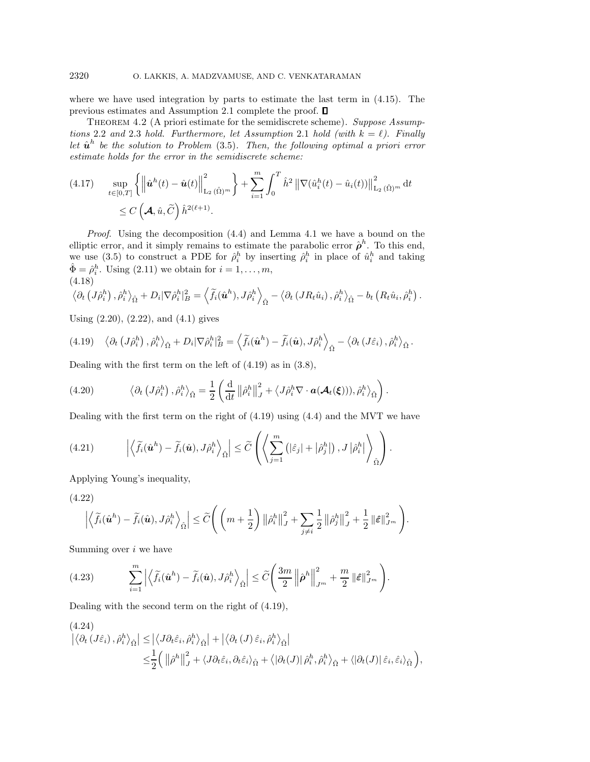where we have used integration by parts to estimate the last term in (4.15). The previous estimates and Assumption 2.1 complete the proof. ∎

THEOREM 4.2 (A priori estimate for the semidiscrete scheme). *Suppose Assumptions* 2.2 *and* 2.3 *hold. Furthermore, let Assumption* 2.1 *hold (with $k = \ell$). Finally let $\hat{\boldsymbol{u}}^h$ be the solution to Problem* (3.5). *Then, the following optimal a priori error estimate holds for the error in the semidiscrete scheme:*

$$
\begin{aligned}
(4.17)\qquad \sup_{t\in[0,T]}\left\{\left\|\hat{\boldsymbol{u}}^h(t)-\hat{\boldsymbol{u}}(t)\right\|^2_{\mathrm{L}_2(\hat{\Omega})^m}\right\}+\sum_{i=1}^m\int_0^T \hat{h}^2\left\|\nabla(\hat{u}_i^h(t)-\hat{u}_i(t))\right\|^2_{\mathrm{L}_2(\hat{\Omega})^m}\,\mathrm{d}t \\
\leq C\left(\boldsymbol{\mathcal{A}},\hat{u},\widetilde{C}\right)\hat{h}^{2(\ell+1)}.
\end{aligned}
$$

*Proof.* Using the decomposition (4.4) and Lemma 4.1 we have a bound on the elliptic error, and it simply remains to estimate the parabolic error $\hat{\boldsymbol{\rho}}^h$. To this end, we use (3.5) to construct a PDE for $\hat{\rho}_i^h$ by inserting $\hat{\rho}_i^h$ in place of $\hat{u}_i^h$ and taking $\hat{\Phi} = \hat{\rho}_i^h$. Using (2.11) we obtain for $i = 1, \ldots, m$,

$$
(4.18)\qquad \left\langle \partial_t\left(J\hat{\rho}_i^h\right),\hat{\rho}_i^h\right\rangle_{\hat{\Omega}}+D_i|\nabla\hat{\rho}_i^h|_B^2=\left\langle\widetilde{f}_i(\hat{\boldsymbol{u}}^h),J\hat{\rho}_i^h\right\rangle_{\hat{\Omega}}-\left\langle\partial_t\left(JR_t\hat{u}_i\right),\hat{\rho}_i^h\right\rangle_{\hat{\Omega}}-b_t\left(R_t\hat{u}_i,\hat{\rho}_i^h\right).
$$

Using (2.20), (2.22), and (4.1) gives

$$
(4.19)\qquad \left\langle \partial_t\left(J\hat{\rho}_i^h\right),\hat{\rho}_i^h\right\rangle_{\hat{\Omega}}+D_i|\nabla\hat{\rho}_i^h|_B^2=\left\langle\widetilde{f}_i(\hat{\boldsymbol{u}}^h)-\widetilde{f}_i(\hat{\boldsymbol{u}}),J\hat{\rho}_i^h\right\rangle_{\hat{\Omega}}-\left\langle\partial_t\left(J\hat{\varepsilon}_i\right),\hat{\rho}_i^h\right\rangle_{\hat{\Omega}}.
$$

Dealing with the first term on the left of (4.19) as in (3.8),

$$
(4.20)\qquad \left\langle \partial_t\left(J\hat{\rho}_i^h\right),\hat{\rho}_i^h\right\rangle_{\hat{\Omega}}=\frac{1}{2}\left(\frac{\mathrm{d}}{\mathrm{d}t}\left\|\hat{\rho}_i^h\right\|_J^2+\left\langle J\hat{\rho}_i^h\nabla\cdot\boldsymbol{a}(\boldsymbol{\mathcal{A}}_t(\boldsymbol{\xi}))),\hat{\rho}_i^h\right\rangle_{\hat{\Omega}}\right).
$$

Dealing with the first term on the right of (4.19) using (4.4) and the MVT we have

$$
(4.21)\qquad \left|\left\langle\widetilde{f}_i(\hat{\boldsymbol{u}}^h)-\widetilde{f}_i(\hat{\boldsymbol{u}}),J\hat{\rho}_i^h\right\rangle_{\hat{\Omega}}\right|\leq\widetilde{C}\left(\left\langle\sum_{j=1}^m\left(|\hat{\varepsilon}_j|+\left|\hat{\rho}_j^h\right|\right),J\left|\hat{\rho}_i^h\right|\right\rangle_{\hat{\Omega}}\right).
$$

Applying Young's inequality,

$$
(4.22)\qquad \left|\left\langle\widetilde{f}_i(\hat{\boldsymbol{u}}^h)-\widetilde{f}_i(\hat{\boldsymbol{u}}),J\hat{\rho}_i^h\right\rangle_{\hat{\Omega}}\right|\leq\widetilde{C}\left(\left(m+\frac{1}{2}\right)\left\|\hat{\rho}_i^h\right\|_J^2+\sum_{j\neq i}\frac{1}{2}\left\|\hat{\rho}_j^h\right\|_J^2+\frac{1}{2}\left\|\hat{\boldsymbol{\varepsilon}}\right\|_{J^m}^2\right).
$$

Summing over $i$ we have

$$
(4.23)\qquad \sum_{i=1}^m\left|\left\langle\widetilde{f}_i(\hat{\boldsymbol{u}}^h)-\widetilde{f}_i(\hat{\boldsymbol{u}}),J\hat{\rho}_i^h\right\rangle_{\hat{\Omega}}\right|\leq\widetilde{C}\left(\frac{3m}{2}\left\|\hat{\boldsymbol{\rho}}^h\right\|_{J^m}^2+\frac{m}{2}\left\|\hat{\boldsymbol{\varepsilon}}\right\|_{J^m}^2\right).
$$

Dealing with the second term on the right of (4.19),

$$
\begin{aligned}
(4.24)\qquad \left|\left\langle\partial_t\left(J\hat{\varepsilon}_i\right),\hat{\rho}_i^h\right\rangle_{\hat{\Omega}}\right| &\leq\left|\left\langle J\partial_t\hat{\varepsilon}_i,\hat{\rho}_i^h\right\rangle_{\hat{\Omega}}\right|+\left|\left\langle\partial_t\left(J\right)\hat{\varepsilon}_i,\hat{\rho}_i^h\right\rangle_{\hat{\Omega}}\right| \\
&\leq\frac{1}{2}\Big(\left\|\hat{\rho}^h\right\|_J^2+\left\langle J\partial_t\hat{\varepsilon}_i,\partial_t\hat{\varepsilon}_i\right\rangle_{\hat{\Omega}}+\left\langle\left|\partial_t(J)\right|\hat{\rho}_i^h,\hat{\rho}_i^h\right\rangle_{\hat{\Omega}}+\left\langle\left|\partial_t(J)\right|\hat{\varepsilon}_i,\hat{\varepsilon}_i\right\rangle_{\hat{\Omega}}\Big),
\end{aligned}
$$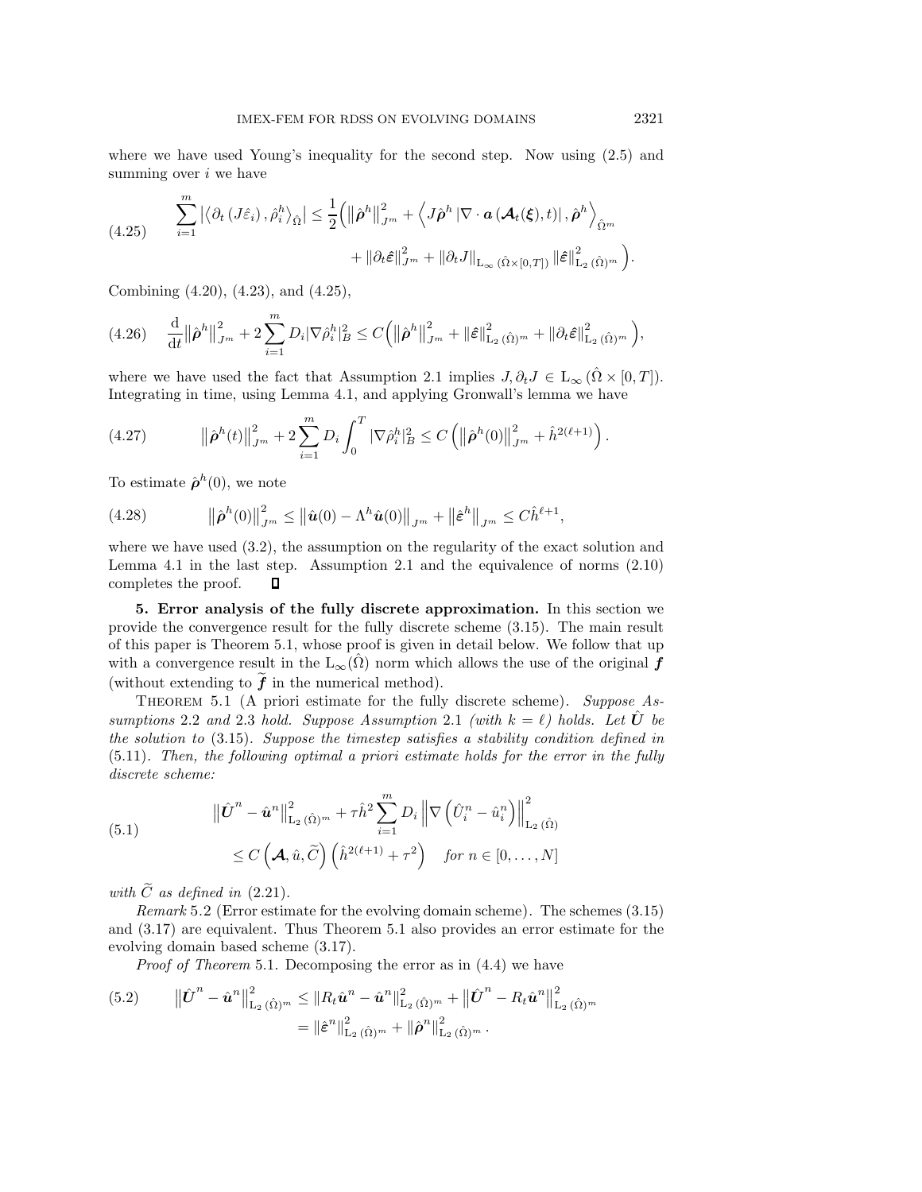where we have used Young's inequality for the second step. Now using (2.5) and summing over $i$ we have

$$
\sum_{i=1}^{m} \left| \left\langle \partial_t \left( J \hat{\varepsilon}_i \right), \hat{\rho}_i^h \right\rangle_{\hat{\Omega}} \right| \leq \frac{1}{2} \Big( \left\| \hat{\boldsymbol{\rho}}^h \right\|_{J^m}^2 + \left\langle J \hat{\boldsymbol{\rho}}^h \left| \nabla \cdot \boldsymbol{a} \left( \boldsymbol{\mathcal{A}}_t(\boldsymbol{\xi}), t \right) \right|, \hat{\boldsymbol{\rho}}^h \right\rangle_{\hat{\Omega}^m} + \left\| \partial_t \hat{\boldsymbol{\varepsilon}} \right\|_{J^m}^2 + \left\| \partial_t J \right\|_{\mathrm{L}_\infty(\hat{\Omega} \times [0,T])} \left\| \hat{\boldsymbol{\varepsilon}} \right\|_{\mathrm{L}_2(\hat{\Omega})^m}^2 \Big). \tag{4.25}
$$

Combining (4.20), (4.23), and (4.25),

$$
\frac{\mathrm{d}}{\mathrm{d}t} \left\| \hat{\boldsymbol{\rho}}^h \right\|_{J^m}^2 + 2 \sum_{i=1}^{m} D_i \left| \nabla \hat{\rho}_i^h \right|_B^2 \leq C \Big( \left\| \hat{\boldsymbol{\rho}}^h \right\|_{J^m}^2 + \left\| \hat{\boldsymbol{\varepsilon}} \right\|_{\mathrm{L}_2(\hat{\Omega})^m}^2 + \left\| \partial_t \hat{\boldsymbol{\varepsilon}} \right\|_{\mathrm{L}_2(\hat{\Omega})^m}^2 \Big), \tag{4.26}
$$

where we have used the fact that Assumption 2.1 implies $J, \partial_t J \in \mathrm{L}_\infty(\hat{\Omega} \times [0,T])$. Integrating in time, using Lemma 4.1, and applying Gronwall's lemma we have

$$
\left\| \hat{\boldsymbol{\rho}}^h(t) \right\|_{J^m}^2 + 2 \sum_{i=1}^{m} D_i \int_0^T \left| \nabla \hat{\rho}_i^h \right|_B^2 \leq C \left( \left\| \hat{\boldsymbol{\rho}}^h(0) \right\|_{J^m}^2 + \hat{h}^{2(\ell+1)} \right). \tag{4.27}
$$

To estimate $\hat{\boldsymbol{\rho}}^h(0)$, we note

$$
\left\| \hat{\boldsymbol{\rho}}^h(0) \right\|_{J^m}^2 \leq \left\| \hat{\boldsymbol{u}}(0) - \Lambda^h \hat{\boldsymbol{u}}(0) \right\|_{J^m} + \left\| \hat{\boldsymbol{\varepsilon}}^h \right\|_{J^m} \leq C \hat{h}^{\ell+1}, \tag{4.28}
$$

where we have used (3.2), the assumption on the regularity of the exact solution and Lemma 4.1 in the last step. Assumption 2.1 and the equivalence of norms (2.10) completes the proof. $\square$

**5. Error analysis of the fully discrete approximation.** In this section we provide the convergence result for the fully discrete scheme (3.15). The main result of this paper is Theorem 5.1, whose proof is given in detail below. We follow that up with a convergence result in the $\mathrm{L}_\infty(\hat{\Omega})$ norm which allows the use of the original $\boldsymbol{f}$ (without extending to $\widetilde{\boldsymbol{f}}$ in the numerical method).

Theorem 5.1 (A priori estimate for the fully discrete scheme). *Suppose Assumptions* 2.2 *and* 2.3 *hold. Suppose Assumption* 2.1 *(with $k = \ell$) holds. Let $\hat{\boldsymbol{U}}$ be the solution to* (3.15)*. Suppose the timestep satisfies a stability condition defined in* (5.11)*. Then, the following optimal a priori estimate holds for the error in the fully discrete scheme:*

$$
\begin{aligned}
&\left\| \hat{\boldsymbol{U}}^n - \hat{\boldsymbol{u}}^n \right\|_{\mathrm{L}_2(\hat{\Omega})^m}^2 + \tau \hat{h}^2 \sum_{i=1}^{m} D_i \left\| \nabla \left( \hat{U}_i^n - \hat{u}_i^n \right) \right\|_{\mathrm{L}_2(\hat{\Omega})}^2 \\
&\qquad \leq C \left( \boldsymbol{\mathcal{A}}, \hat{u}, \widetilde{C} \right) \left( \hat{h}^{2(\ell+1)} + \tau^2 \right) \quad \textit{for } n \in [0, \ldots, N]
\end{aligned} \tag{5.1}
$$

*with $\widetilde{C}$ as defined in* (2.21)*.*

*Remark* 5.2 (Error estimate for the evolving domain scheme). The schemes (3.15) and (3.17) are equivalent. Thus Theorem 5.1 also provides an error estimate for the evolving domain based scheme (3.17).

*Proof of Theorem* 5.1. Decomposing the error as in (4.4) we have

$$
\begin{aligned}
\left\| \hat{\boldsymbol{U}}^n - \hat{\boldsymbol{u}}^n \right\|_{\mathrm{L}_2(\hat{\Omega})^m}^2 &\leq \left\| R_t \hat{\boldsymbol{u}}^n - \hat{\boldsymbol{u}}^n \right\|_{\mathrm{L}_2(\hat{\Omega})^m}^2 + \left\| \hat{\boldsymbol{U}}^n - R_t \hat{\boldsymbol{u}}^n \right\|_{\mathrm{L}_2(\hat{\Omega})^m}^2 \\
&= \left\| \hat{\boldsymbol{\varepsilon}}^n \right\|_{\mathrm{L}_2(\hat{\Omega})^m}^2 + \left\| \hat{\boldsymbol{\rho}}^n \right\|_{\mathrm{L}_2(\hat{\Omega})^m}^2.
\end{aligned} \tag{5.2}
$$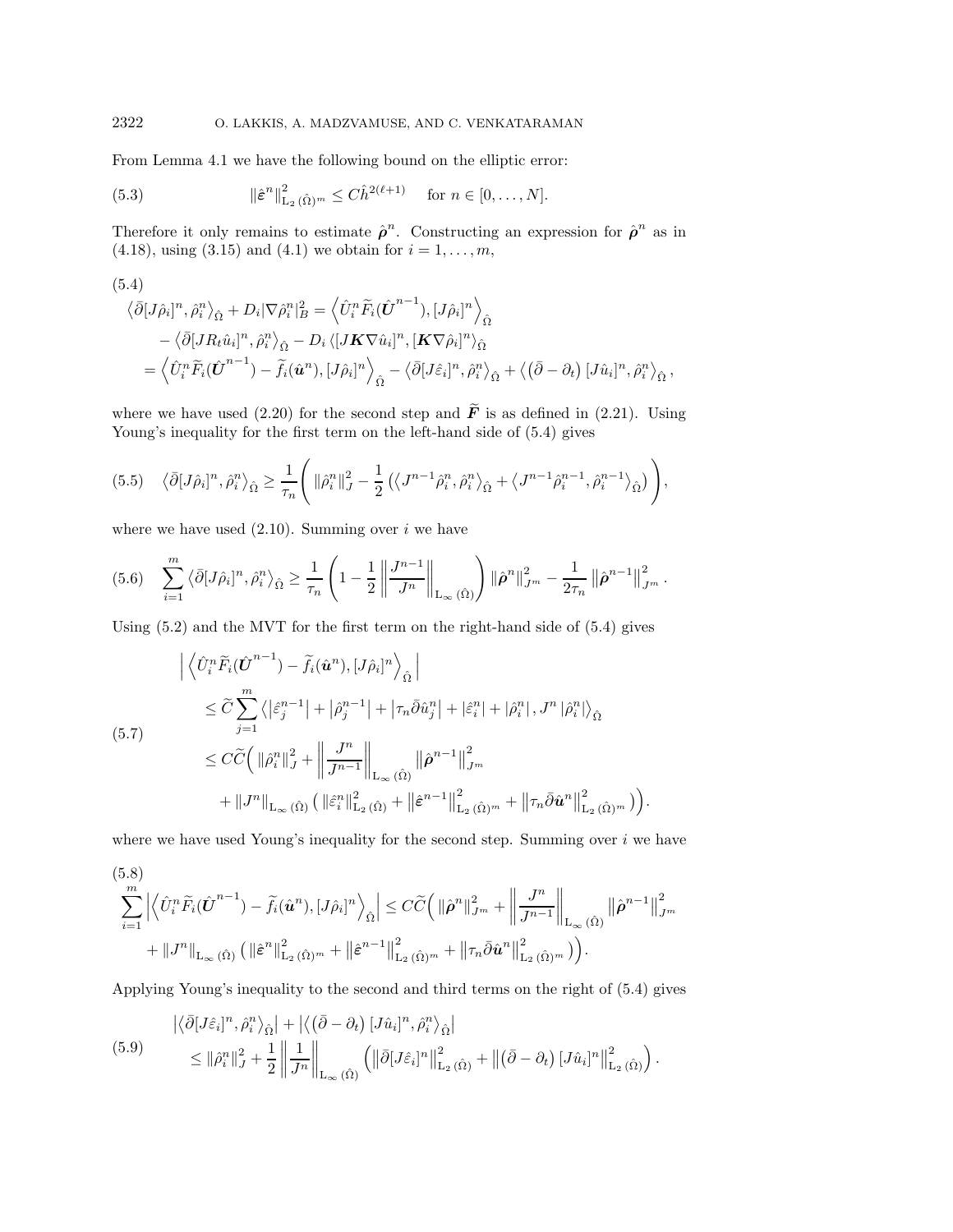From Lemma 4.1 we have the following bound on the elliptic error:

$$\|\hat{\boldsymbol{\varepsilon}}^n\|^2_{\mathrm{L}_2(\hat{\Omega})^m} \le C\hat{h}^{2(\ell+1)} \quad \text{for } n \in [0,\ldots,N]. \tag{5.3}$$

Therefore it only remains to estimate $\hat{\boldsymbol{\rho}}^n$. Constructing an expression for $\hat{\boldsymbol{\rho}}^n$ as in (4.18), using (3.15) and (4.1) we obtain for $i = 1,\ldots,m$,

$$\begin{aligned}
&\left\langle \bar{\partial}[J\hat{\rho}_i]^n, \hat{\rho}_i^n \right\rangle_{\hat{\Omega}} + D_i |\nabla \hat{\rho}_i^n|^2_B = \left\langle \hat{U}_i^n \widetilde{F}_i(\hat{\boldsymbol{U}}^{n-1}), [J\hat{\rho}_i]^n \right\rangle_{\hat{\Omega}} \\
&\quad - \left\langle \bar{\partial}[JR_t\hat{u}_i]^n, \hat{\rho}_i^n \right\rangle_{\hat{\Omega}} - D_i \left\langle [J\boldsymbol{K}\nabla\hat{u}_i]^n, [\boldsymbol{K}\nabla\hat{\rho}_i]^n \right\rangle_{\hat{\Omega}} \\
&= \left\langle \hat{U}_i^n \widetilde{F}_i(\hat{\boldsymbol{U}}^{n-1}) - \widetilde{f}_i(\hat{\boldsymbol{u}}^n), [J\hat{\rho}_i]^n \right\rangle_{\hat{\Omega}} - \left\langle \bar{\partial}[J\hat{\varepsilon}_i]^n, \hat{\rho}_i^n \right\rangle_{\hat{\Omega}} + \left\langle \left(\bar{\partial} - \partial_t\right)[J\hat{u}_i]^n, \hat{\rho}_i^n \right\rangle_{\hat{\Omega}},
\end{aligned} \tag{5.4}$$

where we have used (2.20) for the second step and $\widetilde{\boldsymbol{F}}$ is as defined in (2.21). Using Young's inequality for the first term on the left-hand side of (5.4) gives

$$\left\langle \bar{\partial}[J\hat{\rho}_i]^n, \hat{\rho}_i^n \right\rangle_{\hat{\Omega}} \ge \frac{1}{\tau_n}\left( \|\hat{\rho}_i^n\|^2_J - \frac{1}{2}\left( \left\langle J^{n-1}\hat{\rho}_i^n, \hat{\rho}_i^n \right\rangle_{\hat{\Omega}} + \left\langle J^{n-1}\hat{\rho}_i^{n-1}, \hat{\rho}_i^{n-1} \right\rangle_{\hat{\Omega}} \right) \right), \tag{5.5}$$

where we have used (2.10). Summing over $i$ we have

$$\sum_{i=1}^m \left\langle \bar{\partial}[J\hat{\rho}_i]^n, \hat{\rho}_i^n \right\rangle_{\hat{\Omega}} \ge \frac{1}{\tau_n}\left( 1 - \frac{1}{2}\left\| \frac{J^{n-1}}{J^n} \right\|_{\mathrm{L}_\infty(\hat{\Omega})} \right) \|\hat{\boldsymbol{\rho}}^n\|^2_{J^m} - \frac{1}{2\tau_n}\left\|\hat{\boldsymbol{\rho}}^{n-1}\right\|^2_{J^m}. \tag{5.6}$$

Using (5.2) and the MVT for the first term on the right-hand side of (5.4) gives

$$\begin{aligned}
&\left| \left\langle \hat{U}_i^n \widetilde{F}_i(\hat{\boldsymbol{U}}^{n-1}) - \widetilde{f}_i(\hat{\boldsymbol{u}}^n), [J\hat{\rho}_i]^n \right\rangle_{\hat{\Omega}} \right| \\
&\quad \le \widetilde{C} \sum_{j=1}^m \left\langle \left|\hat{\varepsilon}_j^{n-1}\right| + \left|\hat{\rho}_j^{n-1}\right| + \left|\tau_n \bar{\partial}\hat{u}_j^n\right| + \left|\hat{\varepsilon}_i^n\right| + \left|\hat{\rho}_i^n\right|, J^n\left|\hat{\rho}_i^n\right| \right\rangle_{\hat{\Omega}} \\
&\quad \le C\widetilde{C}\Big( \|\hat{\rho}_i^n\|^2_J + \left\| \frac{J^n}{J^{n-1}} \right\|_{\mathrm{L}_\infty(\hat{\Omega})} \left\|\hat{\boldsymbol{\rho}}^{n-1}\right\|^2_{J^m} \\
&\qquad + \|J^n\|_{\mathrm{L}_\infty(\hat{\Omega})}\left( \|\hat{\varepsilon}_i^n\|^2_{\mathrm{L}_2(\hat{\Omega})} + \left\|\hat{\boldsymbol{\varepsilon}}^{n-1}\right\|^2_{\mathrm{L}_2(\hat{\Omega})^m} + \left\|\tau_n\bar{\partial}\hat{\boldsymbol{u}}^n\right\|^2_{\mathrm{L}_2(\hat{\Omega})^m} \right)\Big).
\end{aligned} \tag{5.7}$$

where we have used Young's inequality for the second step. Summing over $i$ we have

$$\begin{aligned}
&\sum_{i=1}^m \left| \left\langle \hat{U}_i^n \widetilde{F}_i(\hat{\boldsymbol{U}}^{n-1}) - \widetilde{f}_i(\hat{\boldsymbol{u}}^n), [J\hat{\rho}_i]^n \right\rangle_{\hat{\Omega}} \right| \le C\widetilde{C}\Big( \|\hat{\boldsymbol{\rho}}^n\|^2_{J^m} + \left\| \frac{J^n}{J^{n-1}} \right\|_{\mathrm{L}_\infty(\hat{\Omega})} \left\|\hat{\boldsymbol{\rho}}^{n-1}\right\|^2_{J^m} \\
&\quad + \|J^n\|_{\mathrm{L}_\infty(\hat{\Omega})}\left( \|\hat{\boldsymbol{\varepsilon}}^n\|^2_{\mathrm{L}_2(\hat{\Omega})^m} + \left\|\hat{\boldsymbol{\varepsilon}}^{n-1}\right\|^2_{\mathrm{L}_2(\hat{\Omega})^m} + \left\|\tau_n\bar{\partial}\hat{\boldsymbol{u}}^n\right\|^2_{\mathrm{L}_2(\hat{\Omega})^m} \right)\Big).
\end{aligned} \tag{5.8}$$

Applying Young's inequality to the second and third terms on the right of (5.4) gives

$$\begin{aligned}
&\left|\left\langle \bar{\partial}[J\hat{\varepsilon}_i]^n, \hat{\rho}_i^n \right\rangle_{\hat{\Omega}}\right| + \left|\left\langle \left(\bar{\partial} - \partial_t\right)[J\hat{u}_i]^n, \hat{\rho}_i^n \right\rangle_{\hat{\Omega}}\right| \\
&\quad \le \|\hat{\rho}_i^n\|^2_J + \frac{1}{2}\left\| \frac{1}{J^n} \right\|_{\mathrm{L}_\infty(\hat{\Omega})} \left( \left\|\bar{\partial}[J\hat{\varepsilon}_i]^n\right\|^2_{\mathrm{L}_2(\hat{\Omega})} + \left\|\left(\bar{\partial} - \partial_t\right)[J\hat{u}_i]^n\right\|^2_{\mathrm{L}_2(\hat{\Omega})} \right).
\end{aligned} \tag{5.9}$$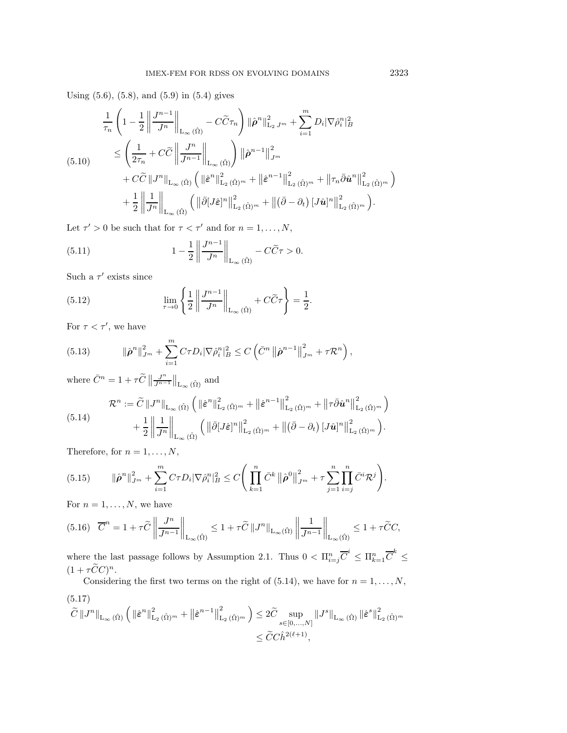Using (5.6), (5.8), and (5.9) in (5.4) gives

$$
\begin{aligned}
&\frac{1}{\tau_n}\left(1-\frac{1}{2}\left\|\frac{J^{n-1}}{J^n}\right\|_{\mathrm{L}_\infty(\hat\Omega)} - C\widetilde{C}\tau_n\right)\left\|\hat{\boldsymbol{\rho}}^n\right\|^2_{\mathrm{L}_2\,J^m} + \sum_{i=1}^m D_i |\nabla\hat\rho_i^n|_B^2 \\
&\quad\le \left(\frac{1}{2\tau_n} + C\widetilde{C}\left\|\frac{J^n}{J^{n-1}}\right\|_{\mathrm{L}_\infty(\hat\Omega)}\right)\left\|\hat{\boldsymbol{\rho}}^{n-1}\right\|^2_{J^m} \\
&\qquad + C\widetilde{C}\left\|J^n\right\|_{\mathrm{L}_\infty(\hat\Omega)}\left(\left\|\hat{\boldsymbol{\varepsilon}}^n\right\|^2_{\mathrm{L}_2(\hat\Omega)^m} + \left\|\hat{\boldsymbol{\varepsilon}}^{n-1}\right\|^2_{\mathrm{L}_2(\hat\Omega)^m} + \left\|\tau_n\bar\partial\hat{\boldsymbol{u}}^n\right\|^2_{\mathrm{L}_2(\hat\Omega)^m}\right) \\
&\qquad + \frac{1}{2}\left\|\frac{1}{J^n}\right\|_{\mathrm{L}_\infty(\hat\Omega)}\left(\left\|\bar\partial[J\hat{\boldsymbol{\varepsilon}}]^n\right\|^2_{\mathrm{L}_2(\hat\Omega)^m} + \left\|\left(\bar\partial-\partial_t\right)[J\hat{\boldsymbol{u}}]^n\right\|^2_{\mathrm{L}_2(\hat\Omega)^m}\right).
\end{aligned}
\tag{5.10}
$$

Let $\tau' > 0$ be such that for $\tau < \tau'$ and for $n = 1,\dots,N$,

$$
1-\frac{1}{2}\left\|\frac{J^{n-1}}{J^n}\right\|_{\mathrm{L}_\infty(\hat\Omega)} - C\widetilde{C}\tau > 0. \tag{5.11}
$$

Such a $\tau'$ exists since

$$
\lim_{\tau\to 0}\left\{\frac{1}{2}\left\|\frac{J^{n-1}}{J^n}\right\|_{\mathrm{L}_\infty(\hat\Omega)} + C\widetilde{C}\tau\right\} = \frac{1}{2}. \tag{5.12}
$$

For $\tau < \tau'$, we have

$$
\left\|\hat{\boldsymbol{\rho}}^n\right\|^2_{J^m} + \sum_{i=1}^m C\tau D_i|\nabla\hat\rho_i^n|_B^2 \le C\left(\bar{C}^n\left\|\hat{\boldsymbol{\rho}}^{n-1}\right\|^2_{J^m} + \tau\mathcal{R}^n\right), \tag{5.13}
$$

where $\bar{C}^n = 1 + \tau\widetilde{C}\left\|\frac{J^n}{J^{n-1}}\right\|_{\mathrm{L}_\infty(\hat\Omega)}$ and

$$
\begin{aligned}
\mathcal{R}^n &:= \widetilde{C}\left\|J^n\right\|_{\mathrm{L}_\infty(\hat\Omega)}\left(\left\|\hat{\boldsymbol{\varepsilon}}^n\right\|^2_{\mathrm{L}_2(\hat\Omega)^m} + \left\|\hat{\boldsymbol{\varepsilon}}^{n-1}\right\|^2_{\mathrm{L}_2(\hat\Omega)^m} + \left\|\tau\bar\partial\hat{\boldsymbol{u}}^n\right\|^2_{\mathrm{L}_2(\hat\Omega)^m}\right) \\
&\quad + \frac{1}{2}\left\|\frac{1}{J^n}\right\|_{\mathrm{L}_\infty(\hat\Omega)}\left(\left\|\bar\partial[J\hat{\boldsymbol{\varepsilon}}]^n\right\|^2_{\mathrm{L}_2(\hat\Omega)^m} + \left\|\left(\bar\partial-\partial_t\right)[J\hat{\boldsymbol{u}}]^n\right\|^2_{\mathrm{L}_2(\hat\Omega)^m}\right).
\end{aligned}
\tag{5.14}
$$

Therefore, for $n = 1,\dots,N$,

$$
\left\|\hat{\boldsymbol{\rho}}^n\right\|^2_{J^m} + \sum_{i=1}^m C\tau D_i|\nabla\hat\rho_i^n|_B^2 \le C\left(\prod_{k=1}^n \bar{C}^k\left\|\hat{\boldsymbol{\rho}}^0\right\|^2_{J^m} + \tau\sum_{j=1}^n\prod_{i=j}^n \bar{C}^i\mathcal{R}^j\right). \tag{5.15}
$$

For $n = 1,\dots,N$, we have

$$
\overline{C}^n = 1 + \tau\widetilde{C}\left\|\frac{J^n}{J^{n-1}}\right\|_{\mathrm{L}_\infty(\hat\Omega)} \le 1 + \tau\widetilde{C}\left\|J^n\right\|_{\mathrm{L}_\infty(\hat\Omega)}\left\|\frac{1}{J^{n-1}}\right\|_{\mathrm{L}_\infty(\hat\Omega)} \le 1 + \tau\widetilde{C}C, \tag{5.16}
$$

where the last passage follows by Assumption 2.1. Thus $0 < \Pi_{i=j}^n\overline{C}^i \le \Pi_{k=1}^n\overline{C}^k \le (1+\tau\widetilde{C}C)^n$.

Considering the first two terms on the right of (5.14), we have for $n = 1,\dots,N$,

$$
\begin{aligned}
\widetilde{C}\left\|J^n\right\|_{\mathrm{L}_\infty(\hat\Omega)}\left(\left\|\hat{\boldsymbol{\varepsilon}}^n\right\|^2_{\mathrm{L}_2(\hat\Omega)^m} + \left\|\hat{\boldsymbol{\varepsilon}}^{n-1}\right\|^2_{\mathrm{L}_2(\hat\Omega)^m}\right) &\le 2\widetilde{C}\sup_{s\in[0,\dots,N]}\left\|J^s\right\|_{\mathrm{L}_\infty(\hat\Omega)}\left\|\hat{\boldsymbol{\varepsilon}}^s\right\|^2_{\mathrm{L}_2(\hat\Omega)^m} \\
&\le \widetilde{C}C\hat{h}^{2(\ell+1)},
\end{aligned}
\tag{5.17}
$$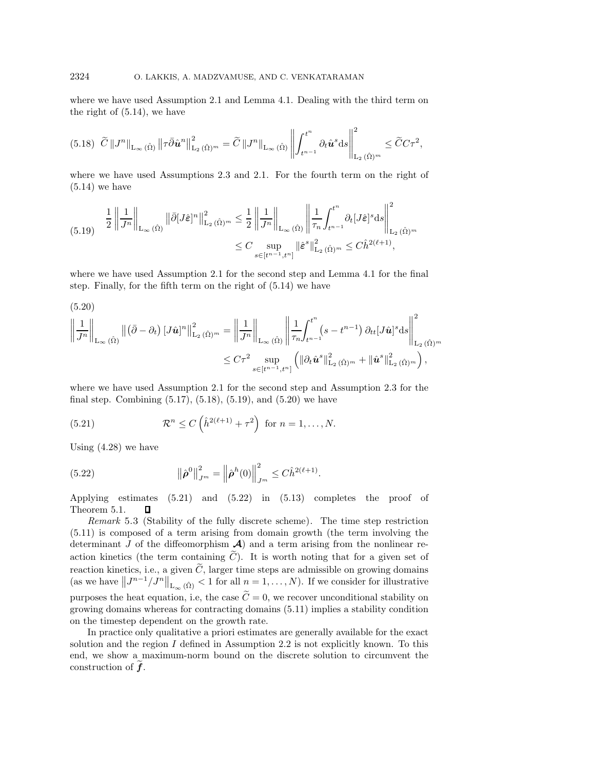where we have used Assumption 2.1 and Lemma 4.1. Dealing with the third term on the right of (5.14), we have

$$
(5.18)\quad \widetilde{C}\left\|J^n\right\|_{\mathrm{L}_\infty(\hat{\Omega})}\left\|\tau\bar{\partial}\hat{\boldsymbol{u}}^n\right\|^2_{\mathrm{L}_2(\hat{\Omega})^m} = \widetilde{C}\left\|J^n\right\|_{\mathrm{L}_\infty(\hat{\Omega})}\left\|\int_{t^{n-1}}^{t^n}\partial_t\hat{\boldsymbol{u}}^s \mathrm{d}s\right\|^2_{\mathrm{L}_2(\hat{\Omega})^m} \leq \widetilde{C}C\tau^2,
$$

where we have used Assumptions 2.3 and 2.1. For the fourth term on the right of (5.14) we have

$$
(5.19)\quad \begin{aligned}
\frac{1}{2}\left\|\frac{1}{J^n}\right\|_{\mathrm{L}_\infty(\hat{\Omega})}\left\|\bar{\partial}[J\hat{\boldsymbol{\varepsilon}}]^n\right\|^2_{\mathrm{L}_2(\hat{\Omega})^m} &\leq \frac{1}{2}\left\|\frac{1}{J^n}\right\|_{\mathrm{L}_\infty(\hat{\Omega})}\left\|\frac{1}{\tau_n}\int_{t^{n-1}}^{t^n}\partial_t[J\hat{\boldsymbol{\varepsilon}}]^s\mathrm{d}s\right\|^2_{\mathrm{L}_2(\hat{\Omega})^m} \\
&\leq C\sup_{s\in[t^{n-1},t^n]}\left\|\hat{\boldsymbol{\varepsilon}}^s\right\|^2_{\mathrm{L}_2(\hat{\Omega})^m} \leq C\hat{h}^{2(\ell+1)},
\end{aligned}
$$

where we have used Assumption 2.1 for the second step and Lemma 4.1 for the final step. Finally, for the fifth term on the right of (5.14) we have

$$
(5.20)\quad \begin{aligned}
\left\|\frac{1}{J^n}\right\|_{\mathrm{L}_\infty(\hat{\Omega})}\left\|\left(\bar{\partial}-\partial_t\right)[J\hat{\boldsymbol{u}}]^n\right\|^2_{\mathrm{L}_2(\hat{\Omega})^m} &= \left\|\frac{1}{J^n}\right\|_{\mathrm{L}_\infty(\hat{\Omega})}\left\|\frac{1}{\tau_n}\int_{t^{n-1}}^{t^n}\left(s-t^{n-1}\right)\partial_{tt}[J\hat{\boldsymbol{u}}]^s\mathrm{d}s\right\|^2_{\mathrm{L}_2(\hat{\Omega})^m} \\
&\leq C\tau^2\sup_{s\in[t^{n-1},t^n]}\left(\left\|\partial_t\hat{\boldsymbol{u}}^s\right\|^2_{\mathrm{L}_2(\hat{\Omega})^m}+\left\|\hat{\boldsymbol{u}}^s\right\|^2_{\mathrm{L}_2(\hat{\Omega})^m}\right),
\end{aligned}
$$

where we have used Assumption 2.1 for the second step and Assumption 2.3 for the final step. Combining (5.17), (5.18), (5.19), and (5.20) we have

$$
(5.21)\quad \mathcal{R}^n \leq C\left(\hat{h}^{2(\ell+1)}+\tau^2\right)\ \text{ for } n=1,\ldots,N.
$$

Using (4.28) we have

$$
(5.22)\quad \left\|\hat{\boldsymbol{\rho}}^0\right\|^2_{J^m} = \left\|\hat{\boldsymbol{\rho}}^h(0)\right\|^2_{J^m} \leq C\hat{h}^{2(\ell+1)}.
$$

Applying estimates (5.21) and (5.22) in (5.13) completes the proof of Theorem 5.1. ∎

*Remark* 5.3 (Stability of the fully discrete scheme). The time step restriction (5.11) is composed of a term arising from domain growth (the term involving the determinant $J$ of the diffeomorphism $\boldsymbol{\mathcal{A}}$) and a term arising from the nonlinear reaction kinetics (the term containing $\widetilde{C}$). It is worth noting that for a given set of reaction kinetics, i.e., a given $\widetilde{C}$, larger time steps are admissible on growing domains (as we have $\left\|J^{n-1}/J^n\right\|_{\mathrm{L}_\infty(\hat{\Omega})} < 1$ for all $n=1,\ldots,N$). If we consider for illustrative purposes the heat equation, i.e, the case $\widetilde{C}=0$, we recover unconditional stability on growing domains whereas for contracting domains (5.11) implies a stability condition on the timestep dependent on the growth rate.

In practice only qualitative a priori estimates are generally available for the exact solution and the region $I$ defined in Assumption 2.2 is not explicitly known. To this end, we show a maximum-norm bound on the discrete solution to circumvent the construction of $\widetilde{\boldsymbol{f}}$.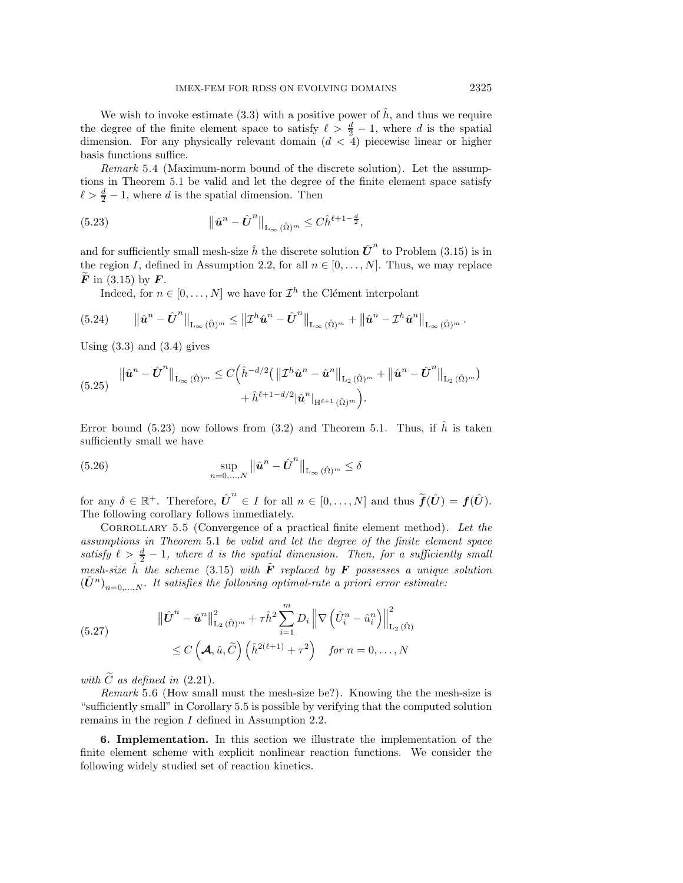We wish to invoke estimate (3.3) with a positive power of $\hat{h}$, and thus we require the degree of the finite element space to satisfy $\ell > \frac{d}{2} - 1$, where $d$ is the spatial dimension. For any physically relevant domain ($d < 4$) piecewise linear or higher basis functions suffice.

*Remark* 5.4 (Maximum-norm bound of the discrete solution). Let the assumptions in Theorem 5.1 be valid and let the degree of the finite element space satisfy $\ell > \frac{d}{2} - 1$, where $d$ is the spatial dimension. Then

$$\left\| \hat{\boldsymbol{u}}^n - \hat{\boldsymbol{U}}^n \right\|_{\mathrm{L}_\infty(\hat{\Omega})^m} \leq C \hat{h}^{\ell+1-\frac{d}{2}}, \tag{5.23}$$

and for sufficiently small mesh-size $\hat{h}$ the discrete solution $\hat{\boldsymbol{U}}^n$ to Problem (3.15) is in the region $I$, defined in Assumption 2.2, for all $n \in [0, \ldots, N]$. Thus, we may replace $\widetilde{\boldsymbol{F}}$ in (3.15) by $\boldsymbol{F}$.

Indeed, for $n \in [0, \ldots, N]$ we have for $\mathcal{I}^h$ the Clément interpolant

$$\left\| \hat{\boldsymbol{u}}^n - \hat{\boldsymbol{U}}^n \right\|_{\mathrm{L}_\infty(\hat{\Omega})^m} \leq \left\| \mathcal{I}^h \hat{\boldsymbol{u}}^n - \hat{\boldsymbol{U}}^n \right\|_{\mathrm{L}_\infty(\hat{\Omega})^m} + \left\| \hat{\boldsymbol{u}}^n - \mathcal{I}^h \hat{\boldsymbol{u}}^n \right\|_{\mathrm{L}_\infty(\hat{\Omega})^m}. \tag{5.24}$$

Using (3.3) and (3.4) gives

$$\begin{aligned} \left\| \hat{\boldsymbol{u}}^n - \hat{\boldsymbol{U}}^n \right\|_{\mathrm{L}_\infty(\hat{\Omega})^m} \leq C\Big( & \hat{h}^{-d/2} \big( \left\| \mathcal{I}^h \hat{\boldsymbol{u}}^n - \hat{\boldsymbol{u}}^n \right\|_{\mathrm{L}_2(\hat{\Omega})^m} + \left\| \hat{\boldsymbol{u}}^n - \hat{\boldsymbol{U}}^n \right\|_{\mathrm{L}_2(\hat{\Omega})^m} \big) \\ & + \hat{h}^{\ell+1-d/2} |\hat{\boldsymbol{u}}^n|_{\mathrm{H}^{\ell+1}(\hat{\Omega})^m} \Big). \end{aligned} \tag{5.25}$$

Error bound (5.23) now follows from (3.2) and Theorem 5.1. Thus, if $\hat{h}$ is taken sufficiently small we have

$$\sup_{n=0,\ldots,N} \left\| \hat{\boldsymbol{u}}^n - \hat{\boldsymbol{U}}^n \right\|_{\mathrm{L}_\infty(\hat{\Omega})^m} \leq \delta \tag{5.26}$$

for any $\delta \in \mathbb{R}^+$. Therefore, $\hat{\boldsymbol{U}}^n \in I$ for all $n \in [0, \ldots, N]$ and thus $\widetilde{\boldsymbol{f}}(\hat{\boldsymbol{U}}) = \boldsymbol{f}(\hat{\boldsymbol{U}})$. The following corollary follows immediately.

Corollary 5.5 (Convergence of a practical finite element method). *Let the assumptions in Theorem* 5.1 *be valid and let the degree of the finite element space satisfy $\ell > \frac{d}{2} - 1$, where $d$ is the spatial dimension. Then, for a sufficiently small mesh-size $\hat{h}$ the scheme* (3.15) *with $\tilde{\boldsymbol{F}}$ replaced by $\boldsymbol{F}$ possesses a unique solution $(\hat{\boldsymbol{U}}^n)_{n=0,\ldots,N}$. It satisfies the following optimal-rate a priori error estimate:*

$$\begin{aligned} \left\| \hat{\boldsymbol{U}}^n - \hat{\boldsymbol{u}}^n \right\|^2_{\mathrm{L}_2(\hat{\Omega})^m} + \tau \hat{h}^2 \sum_{i=1}^m D_i \left\| \nabla \left( \hat{U}_i^n - \hat{u}_i^n \right) \right\|^2_{\mathrm{L}_2(\hat{\Omega})} \\ \leq C\left( \boldsymbol{\mathcal{A}}, \hat{u}, \widetilde{C} \right) \left( \hat{h}^{2(\ell+1)} + \tau^2 \right) \quad \textit{for } n = 0, \ldots, N \end{aligned} \tag{5.27}$$

*with $\widetilde{C}$ as defined in* (2.21).

*Remark* 5.6 (How small must the mesh-size be?). Knowing the the mesh-size is "sufficiently small" in Corollary 5.5 is possible by verifying that the computed solution remains in the region $I$ defined in Assumption 2.2.

## 6. Implementation.

In this section we illustrate the implementation of the finite element scheme with explicit nonlinear reaction functions. We consider the following widely studied set of reaction kinetics.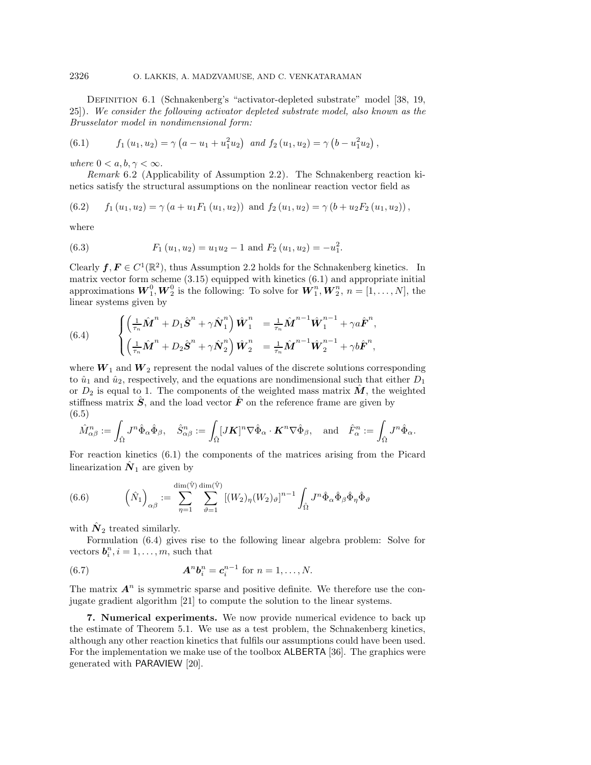Definition 6.1 (Schnakenberg's "activator-depleted substrate" model [38, 19, 25]). *We consider the following activator depleted substrate model, also known as the Brusselator model in nondimensional form:*

$$f_1(u_1, u_2) = \gamma\left(a - u_1 + u_1^2 u_2\right) \text{ and } f_2(u_1, u_2) = \gamma\left(b - u_1^2 u_2\right), \tag{6.1}$$

*where* $0 < a, b, \gamma < \infty$.

*Remark* 6.2 (Applicability of Assumption 2.2). The Schnakenberg reaction kinetics satisfy the structural assumptions on the nonlinear reaction vector field as

$$f_1(u_1, u_2) = \gamma\left(a + u_1 F_1(u_1, u_2)\right) \text{ and } f_2(u_1, u_2) = \gamma\left(b + u_2 F_2(u_1, u_2)\right), \tag{6.2}$$

where

$$F_1(u_1, u_2) = u_1 u_2 - 1 \text{ and } F_2(u_1, u_2) = -u_1^2. \tag{6.3}$$

Clearly $\boldsymbol{f}, \boldsymbol{F} \in C^1(\mathbb{R}^2)$, thus Assumption 2.2 holds for the Schnakenberg kinetics. In matrix vector form scheme (3.15) equipped with kinetics (6.1) and appropriate initial approximations $\boldsymbol{W}_1^0, \boldsymbol{W}_2^0$ is the following: To solve for $\boldsymbol{W}_1^n, \boldsymbol{W}_2^n$, $n = [1, \ldots, N]$, the linear systems given by

$$\begin{cases} \left(\frac{1}{\tau_n}\hat{\boldsymbol{M}}^n + D_1 \hat{\boldsymbol{S}}^n + \gamma \hat{\boldsymbol{N}}_1^n\right)\hat{\boldsymbol{W}}_1^n &= \frac{1}{\tau_n}\hat{\boldsymbol{M}}^{n-1}\hat{\boldsymbol{W}}_1^{n-1} + \gamma a \hat{\boldsymbol{F}}^n, \\ \left(\frac{1}{\tau_n}\hat{\boldsymbol{M}}^n + D_2 \hat{\boldsymbol{S}}^n + \gamma \hat{\boldsymbol{N}}_2^n\right)\hat{\boldsymbol{W}}_2^n &= \frac{1}{\tau_n}\hat{\boldsymbol{M}}^{n-1}\hat{\boldsymbol{W}}_2^{n-1} + \gamma b \hat{\boldsymbol{F}}^n, \end{cases} \tag{6.4}$$

where $\boldsymbol{W}_1$ and $\boldsymbol{W}_2$ represent the nodal values of the discrete solutions corresponding to $\hat{u}_1$ and $\hat{u}_2$, respectively, and the equations are nondimensional such that either $D_1$ or $D_2$ is equal to 1. The components of the weighted mass matrix $\hat{\boldsymbol{M}}$, the weighted stiffness matrix $\hat{\boldsymbol{S}}$, and the load vector $\hat{\boldsymbol{F}}$ on the reference frame are given by

$$\hat{M}_{\alpha\beta}^n := \int_{\hat{\Omega}} J^n \hat{\Phi}_\alpha \hat{\Phi}_\beta, \quad \hat{S}_{\alpha\beta}^n := \int_{\hat{\Omega}} [J\boldsymbol{K}]^n \nabla\hat{\Phi}_\alpha \cdot \boldsymbol{K}^n \nabla\hat{\Phi}_\beta, \quad \text{and} \quad \hat{F}_\alpha^n := \int_{\hat{\Omega}} J^n \hat{\Phi}_\alpha. \tag{6.5}$$

For reaction kinetics (6.1) the components of the matrices arising from the Picard linearization $\hat{\boldsymbol{N}}_1$ are given by

$$\left(\hat{N}_1\right)_{\alpha\beta} := \sum_{\eta=1}^{\dim(\hat{\mathbb{V}})} \sum_{\vartheta=1}^{\dim(\hat{\mathbb{V}})} \left[(W_2)_\eta (W_2)_\vartheta\right]^{n-1} \int_{\hat{\Omega}} J^n \hat{\Phi}_\alpha \hat{\Phi}_\beta \hat{\Phi}_\eta \hat{\Phi}_\vartheta \tag{6.6}$$

with $\hat{\boldsymbol{N}}_2$ treated similarly.

Formulation (6.4) gives rise to the following linear algebra problem: Solve for vectors $\boldsymbol{b}_i^n, i = 1, \ldots, m$, such that

$$\boldsymbol{A}^n \boldsymbol{b}_i^n = \boldsymbol{c}_i^{n-1} \text{ for } n = 1, \ldots, N. \tag{6.7}$$

The matrix $\boldsymbol{A}^n$ is symmetric sparse and positive definite. We therefore use the conjugate gradient algorithm [21] to compute the solution to the linear systems.

## 7. Numerical experiments.

We now provide numerical evidence to back up the estimate of Theorem 5.1. We use as a test problem, the Schnakenberg kinetics, although any other reaction kinetics that fulfils our assumptions could have been used. For the implementation we make use of the toolbox ALBERTA [36]. The graphics were generated with PARAVIEW [20].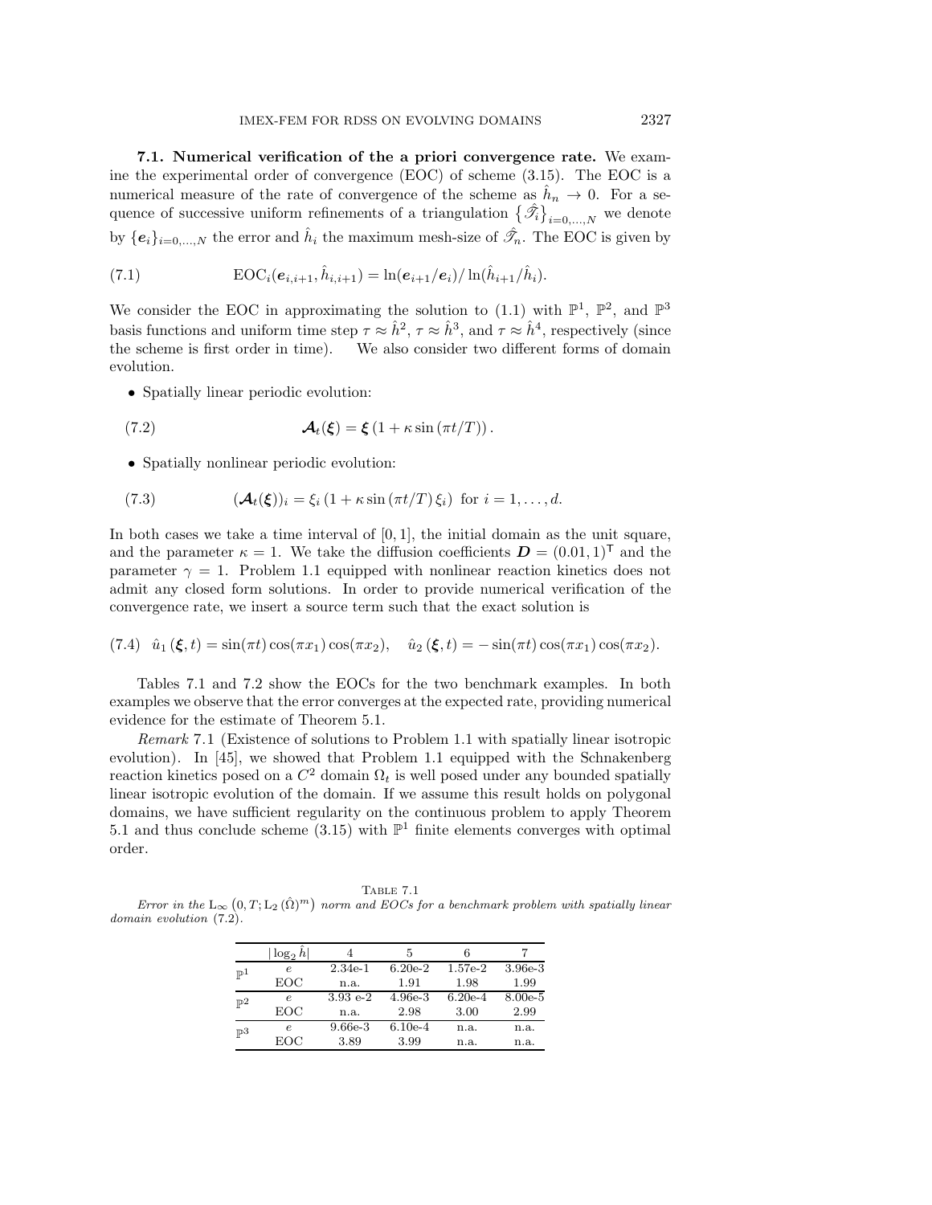**7.1. Numerical verification of the a priori convergence rate.** We examine the experimental order of convergence (EOC) of scheme (3.15). The EOC is a numerical measure of the rate of convergence of the scheme as $\hat{h}_n \to 0$. For a sequence of successive uniform refinements of a triangulation $\{\hat{\mathscr{T}}_i\}_{i=0,\dots,N}$ we denote by $\{\boldsymbol{e}_i\}_{i=0,\dots,N}$ the error and $\hat{h}_i$ the maximum mesh-size of $\hat{\mathscr{T}}_n$. The EOC is given by

$$\mathrm{EOC}_i(\boldsymbol{e}_{i,i+1}, \hat{h}_{i,i+1}) = \ln(\boldsymbol{e}_{i+1}/\boldsymbol{e}_i)/\ln(\hat{h}_{i+1}/\hat{h}_i). \tag{7.1}$$

We consider the EOC in approximating the solution to (1.1) with $\mathbb{P}^1$, $\mathbb{P}^2$, and $\mathbb{P}^3$ basis functions and uniform time step $\tau \approx \hat{h}^2$, $\tau \approx \hat{h}^3$, and $\tau \approx \hat{h}^4$, respectively (since the scheme is first order in time). We also consider two different forms of domain evolution.

- Spatially linear periodic evolution:

$$\boldsymbol{\mathcal{A}}_t(\boldsymbol{\xi}) = \boldsymbol{\xi}\left(1 + \kappa \sin\left(\pi t/T\right)\right). \tag{7.2}$$

- Spatially nonlinear periodic evolution:

$$(\boldsymbol{\mathcal{A}}_t(\boldsymbol{\xi}))_i = \xi_i \left(1 + \kappa \sin\left(\pi t/T\right) \xi_i\right) \text{ for } i = 1, \dots, d. \tag{7.3}$$

In both cases we take a time interval of $[0, 1]$, the initial domain as the unit square, and the parameter $\kappa = 1$. We take the diffusion coefficients $\boldsymbol{D} = (0.01, 1)^{\mathsf{T}}$ and the parameter $\gamma = 1$. Problem 1.1 equipped with nonlinear reaction kinetics does not admit any closed form solutions. In order to provide numerical verification of the convergence rate, we insert a source term such that the exact solution is

$$\hat{u}_1(\boldsymbol{\xi}, t) = \sin(\pi t)\cos(\pi x_1)\cos(\pi x_2), \quad \hat{u}_2(\boldsymbol{\xi}, t) = -\sin(\pi t)\cos(\pi x_1)\cos(\pi x_2). \tag{7.4}$$

Tables 7.1 and 7.2 show the EOCs for the two benchmark examples. In both examples we observe that the error converges at the expected rate, providing numerical evidence for the estimate of Theorem 5.1.

*Remark* 7.1 (Existence of solutions to Problem 1.1 with spatially linear isotropic evolution). In [45], we showed that Problem 1.1 equipped with the Schnakenberg reaction kinetics posed on a $C^2$ domain $\Omega_t$ is well posed under any bounded spatially linear isotropic evolution of the domain. If we assume this result holds on polygonal domains, we have sufficient regularity on the continuous problem to apply Theorem 5.1 and thus conclude scheme (3.15) with $\mathbb{P}^1$ finite elements converges with optimal order.

Table 7.1

*Error in the* $\mathrm{L}_\infty\left(0, T; \mathrm{L}_2(\hat{\Omega})^m\right)$ *norm and EOCs for a benchmark problem with spatially linear domain evolution* (7.2).

| | $\lvert\log_2 \hat{h}\rvert$ | 4 | 5 | 6 | 7 |
|---|---|---|---|---|---|
| $\mathbb{P}^1$ | $e$ | 2.34e-1 | 6.20e-2 | 1.57e-2 | 3.96e-3 |
| | EOC | n.a. | 1.91 | 1.98 | 1.99 |
| $\mathbb{P}^2$ | $e$ | 3.93 e-2 | 4.96e-3 | 6.20e-4 | 8.00e-5 |
| | EOC | n.a. | 2.98 | 3.00 | 2.99 |
| $\mathbb{P}^3$ | $e$ | 9.66e-3 | 6.10e-4 | n.a. | n.a. |
| | EOC | 3.89 | 3.99 | n.a. | n.a. |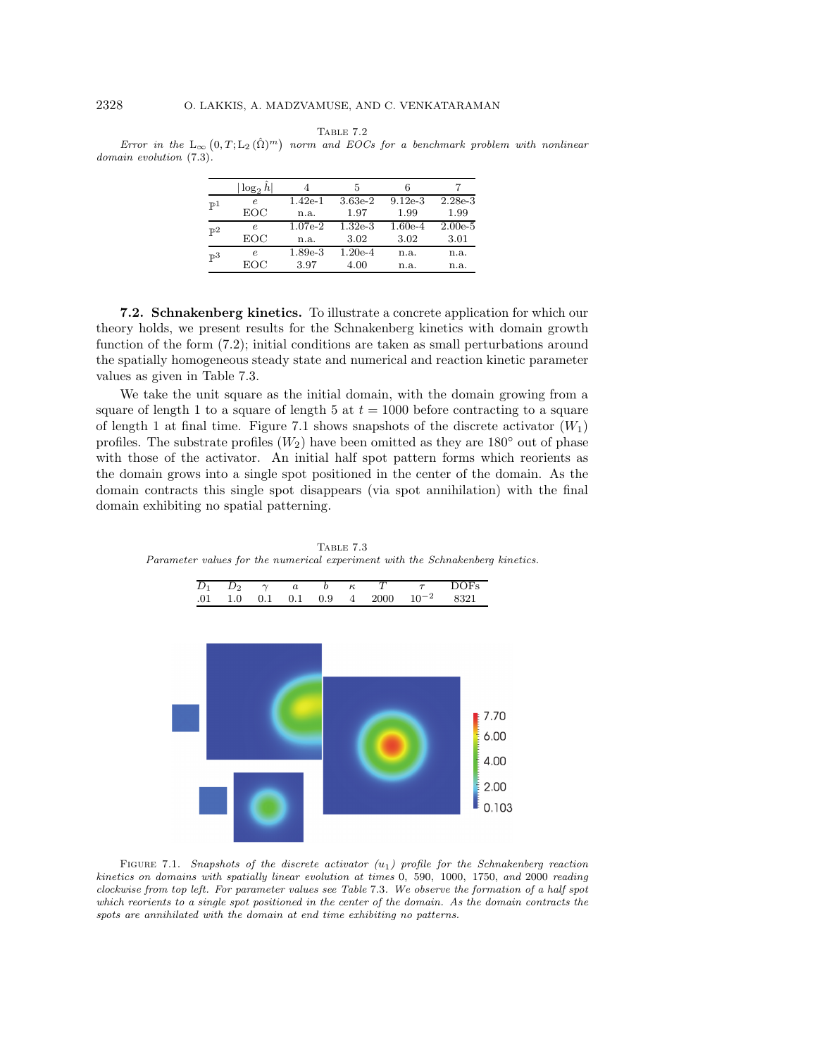Table 7.2
*Error in the* $\mathrm{L}_\infty\left(0,T;\mathrm{L}_2(\hat{\Omega})^m\right)$ *norm and EOCs for a benchmark problem with nonlinear domain evolution* (7.3).

| | $\lvert\log_2 \hat{h}\rvert$ | 4 | 5 | 6 | 7 |
|---|---|---|---|---|---|
| $\mathbb{P}^1$ | $e$ | 1.42e-1 | 3.63e-2 | 9.12e-3 | 2.28e-3 |
| | EOC | n.a. | 1.97 | 1.99 | 1.99 |
| $\mathbb{P}^2$ | $e$ | 1.07e-2 | 1.32e-3 | 1.60e-4 | 2.00e-5 |
| | EOC | n.a. | 3.02 | 3.02 | 3.01 |
| $\mathbb{P}^3$ | $e$ | 1.89e-3 | 1.20e-4 | n.a. | n.a. |
| | EOC | 3.97 | 4.00 | n.a. | n.a. |

**7.2. Schnakenberg kinetics.** To illustrate a concrete application for which our theory holds, we present results for the Schnakenberg kinetics with domain growth function of the form (7.2); initial conditions are taken as small perturbations around the spatially homogeneous steady state and numerical and reaction kinetic parameter values as given in Table 7.3.

We take the unit square as the initial domain, with the domain growing from a square of length 1 to a square of length 5 at $t = 1000$ before contracting to a square of length 1 at final time. Figure 7.1 shows snapshots of the discrete activator ($W_1$) profiles. The substrate profiles ($W_2$) have been omitted as they are $180°$ out of phase with those of the activator. An initial half spot pattern forms which reorients as the domain grows into a single spot positioned in the center of the domain. As the domain contracts this single spot disappears (via spot annihilation) with the final domain exhibiting no spatial patterning.

Table 7.3
*Parameter values for the numerical experiment with the Schnakenberg kinetics.*

| $D_1$ | $D_2$ | $\gamma$ | $a$ | $b$ | $\kappa$ | $T$ | $\tau$ | DOFs |
|---|---|---|---|---|---|---|---|---|
| .01 | 1.0 | 0.1 | 0.1 | 0.9 | 4 | 2000 | $10^{-2}$ | 8321 |

Figure 7.1. *Snapshots of the discrete activator* ($u_1$) *profile for the Schnakenberg reaction kinetics on domains with spatially linear evolution at times* 0, 590, 1000, 1750, *and* 2000 *reading clockwise from top left. For parameter values see Table* 7.3. *We observe the formation of a half spot which reorients to a single spot positioned in the center of the domain. As the domain contracts the spots are annihilated with the domain at end time exhibiting no patterns.*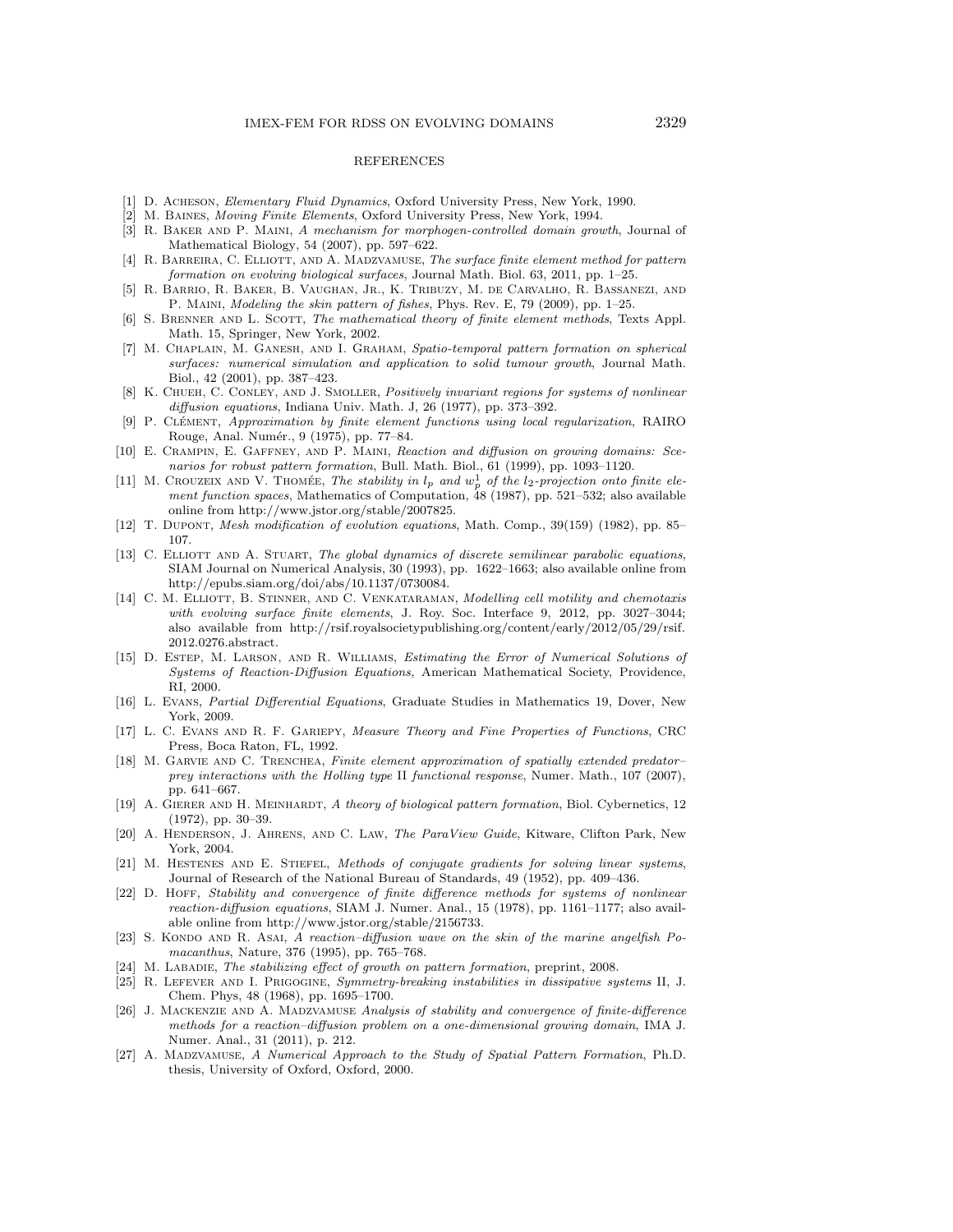## REFERENCES

[1] D. Acheson, *Elementary Fluid Dynamics*, Oxford University Press, New York, 1990.

[2] M. Baines, *Moving Finite Elements*, Oxford University Press, New York, 1994.

[3] R. Baker and P. Maini, *A mechanism for morphogen-controlled domain growth*, Journal of Mathematical Biology, 54 (2007), pp. 597–622.

[4] R. Barreira, C. Elliott, and A. Madzvamuse, *The surface finite element method for pattern formation on evolving biological surfaces*, Journal Math. Biol. 63, 2011, pp. 1–25.

[5] R. Barrio, R. Baker, B. Vaughan, Jr., K. Tribuzy, M. de Carvalho, R. Bassanezi, and P. Maini, *Modeling the skin pattern of fishes*, Phys. Rev. E, 79 (2009), pp. 1–25.

[6] S. Brenner and L. Scott, *The mathematical theory of finite element methods*, Texts Appl. Math. 15, Springer, New York, 2002.

[7] M. Chaplain, M. Ganesh, and I. Graham, *Spatio-temporal pattern formation on spherical surfaces: numerical simulation and application to solid tumour growth*, Journal Math. Biol., 42 (2001), pp. 387–423.

[8] K. Chueh, C. Conley, and J. Smoller, *Positively invariant regions for systems of nonlinear diffusion equations*, Indiana Univ. Math. J, 26 (1977), pp. 373–392.

[9] P. Clément, *Approximation by finite element functions using local regularization*, RAIRO Rouge, Anal. Numér., 9 (1975), pp. 77–84.

[10] E. Crampin, E. Gaffney, and P. Maini, *Reaction and diffusion on growing domains: Scenarios for robust pattern formation*, Bull. Math. Biol., 61 (1999), pp. 1093–1120.

[11] M. Crouzeix and V. Thomée, *The stability in $l_p$ and $w_p^1$ of the $l_2$-projection onto finite element function spaces*, Mathematics of Computation, 48 (1987), pp. 521–532; also available online from http://www.jstor.org/stable/2007825.

[12] T. Dupont, *Mesh modification of evolution equations*, Math. Comp., 39(159) (1982), pp. 85–107.

[13] C. Elliott and A. Stuart, *The global dynamics of discrete semilinear parabolic equations*, SIAM Journal on Numerical Analysis, 30 (1993), pp. 1622–1663; also available online from http://epubs.siam.org/doi/abs/10.1137/0730084.

[14] C. M. Elliott, B. Stinner, and C. Venkataraman, *Modelling cell motility and chemotaxis with evolving surface finite elements*, J. Roy. Soc. Interface 9, 2012, pp. 3027–3044; also available from http://rsif.royalsocietypublishing.org/content/early/2012/05/29/rsif.2012.0276.abstract.

[15] D. Estep, M. Larson, and R. Williams, *Estimating the Error of Numerical Solutions of Systems of Reaction-Diffusion Equations*, American Mathematical Society, Providence, RI, 2000.

[16] L. Evans, *Partial Differential Equations*, Graduate Studies in Mathematics 19, Dover, New York, 2009.

[17] L. C. Evans and R. F. Gariepy, *Measure Theory and Fine Properties of Functions*, CRC Press, Boca Raton, FL, 1992.

[18] M. Garvie and C. Trenchea, *Finite element approximation of spatially extended predator–prey interactions with the Holling type* II *functional response*, Numer. Math., 107 (2007), pp. 641–667.

[19] A. Gierer and H. Meinhardt, *A theory of biological pattern formation*, Biol. Cybernetics, 12 (1972), pp. 30–39.

[20] A. Henderson, J. Ahrens, and C. Law, *The ParaView Guide*, Kitware, Clifton Park, New York, 2004.

[21] M. Hestenes and E. Stiefel, *Methods of conjugate gradients for solving linear systems*, Journal of Research of the National Bureau of Standards, 49 (1952), pp. 409–436.

[22] D. Hoff, *Stability and convergence of finite difference methods for systems of nonlinear reaction-diffusion equations*, SIAM J. Numer. Anal., 15 (1978), pp. 1161–1177; also available online from http://www.jstor.org/stable/2156733.

[23] S. Kondo and R. Asai, *A reaction–diffusion wave on the skin of the marine angelfish Pomacanthus*, Nature, 376 (1995), pp. 765–768.

[24] M. Labadie, *The stabilizing effect of growth on pattern formation*, preprint, 2008.

[25] R. Lefever and I. Prigogine, *Symmetry-breaking instabilities in dissipative systems* II, J. Chem. Phys, 48 (1968), pp. 1695–1700.

[26] J. Mackenzie and A. Madzvamuse *Analysis of stability and convergence of finite-difference methods for a reaction–diffusion problem on a one-dimensional growing domain*, IMA J. Numer. Anal., 31 (2011), p. 212.

[27] A. Madzvamuse, *A Numerical Approach to the Study of Spatial Pattern Formation*, Ph.D. thesis, University of Oxford, Oxford, 2000.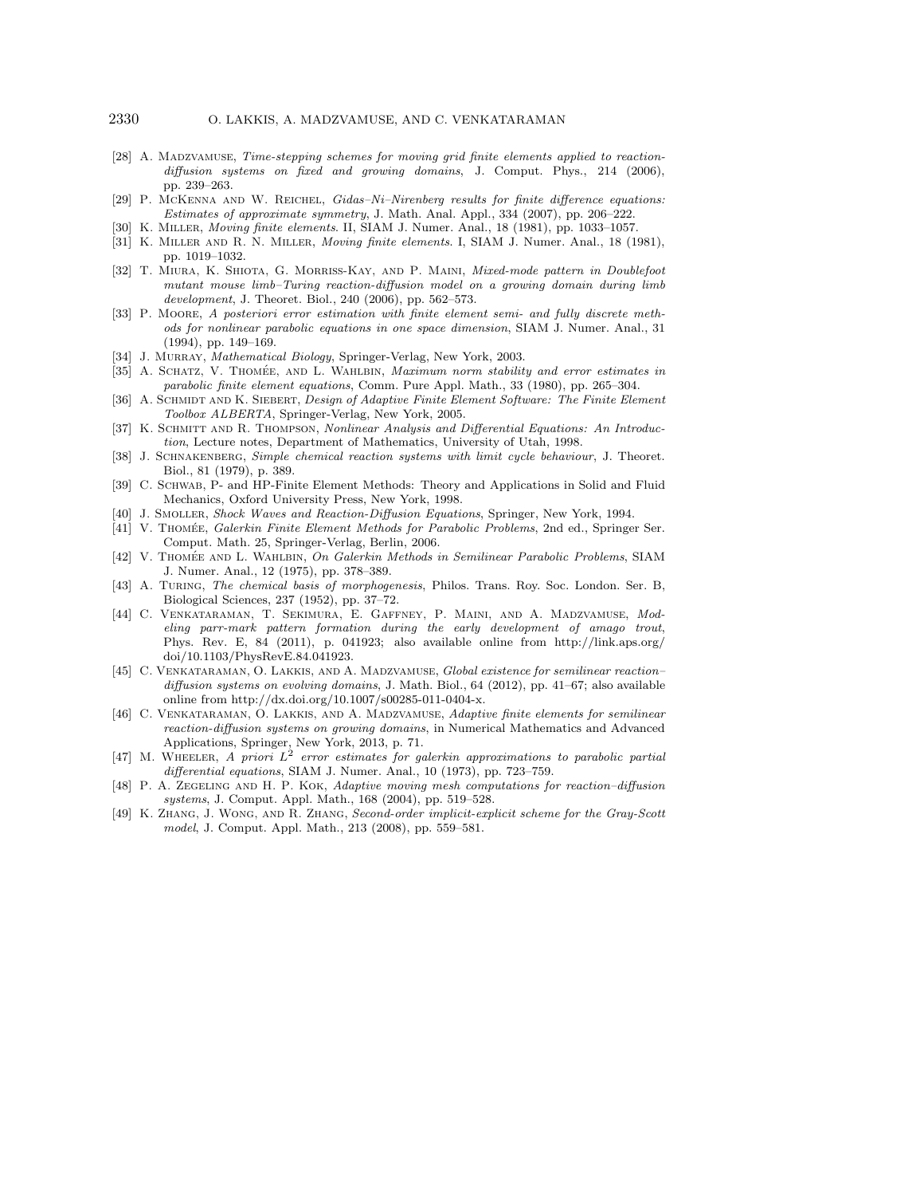[28] A. Madzvamuse, *Time-stepping schemes for moving grid finite elements applied to reaction-diffusion systems on fixed and growing domains*, J. Comput. Phys., 214 (2006), pp. 239–263.

[29] P. McKenna and W. Reichel, *Gidas–Ni–Nirenberg results for finite difference equations: Estimates of approximate symmetry*, J. Math. Anal. Appl., 334 (2007), pp. 206–222.

[30] K. Miller, *Moving finite elements*. II, SIAM J. Numer. Anal., 18 (1981), pp. 1033–1057.

[31] K. Miller and R. N. Miller, *Moving finite elements*. I, SIAM J. Numer. Anal., 18 (1981), pp. 1019–1032.

[32] T. Miura, K. Shiota, G. Morriss-Kay, and P. Maini, *Mixed-mode pattern in Doublefoot mutant mouse limb–Turing reaction-diffusion model on a growing domain during limb development*, J. Theoret. Biol., 240 (2006), pp. 562–573.

[33] P. Moore, *A posteriori error estimation with finite element semi- and fully discrete methods for nonlinear parabolic equations in one space dimension*, SIAM J. Numer. Anal., 31 (1994), pp. 149–169.

[34] J. Murray, *Mathematical Biology*, Springer-Verlag, New York, 2003.

[35] A. Schatz, V. Thomée, and L. Wahlbin, *Maximum norm stability and error estimates in parabolic finite element equations*, Comm. Pure Appl. Math., 33 (1980), pp. 265–304.

[36] A. Schmidt and K. Siebert, *Design of Adaptive Finite Element Software: The Finite Element Toolbox ALBERTA*, Springer-Verlag, New York, 2005.

[37] K. Schmitt and R. Thompson, *Nonlinear Analysis and Differential Equations: An Introduction*, Lecture notes, Department of Mathematics, University of Utah, 1998.

[38] J. Schnakenberg, *Simple chemical reaction systems with limit cycle behaviour*, J. Theoret. Biol., 81 (1979), p. 389.

[39] C. Schwab, P- and HP-Finite Element Methods: Theory and Applications in Solid and Fluid Mechanics, Oxford University Press, New York, 1998.

[40] J. Smoller, *Shock Waves and Reaction-Diffusion Equations*, Springer, New York, 1994.

[41] V. Thomée, *Galerkin Finite Element Methods for Parabolic Problems*, 2nd ed., Springer Ser. Comput. Math. 25, Springer-Verlag, Berlin, 2006.

[42] V. Thomée and L. Wahlbin, *On Galerkin Methods in Semilinear Parabolic Problems*, SIAM J. Numer. Anal., 12 (1975), pp. 378–389.

[43] A. Turing, *The chemical basis of morphogenesis*, Philos. Trans. Roy. Soc. London. Ser. B, Biological Sciences, 237 (1952), pp. 37–72.

[44] C. Venkataraman, T. Sekimura, E. Gaffney, P. Maini, and A. Madzvamuse, *Modeling parr-mark pattern formation during the early development of amago trout*, Phys. Rev. E, 84 (2011), p. 041923; also available online from http://link.aps.org/doi/10.1103/PhysRevE.84.041923.

[45] C. Venkataraman, O. Lakkis, and A. Madzvamuse, *Global existence for semilinear reaction–diffusion systems on evolving domains*, J. Math. Biol., 64 (2012), pp. 41–67; also available online from http://dx.doi.org/10.1007/s00285-011-0404-x.

[46] C. Venkataraman, O. Lakkis, and A. Madzvamuse, *Adaptive finite elements for semilinear reaction-diffusion systems on growing domains*, in Numerical Mathematics and Advanced Applications, Springer, New York, 2013, p. 71.

[47] M. Wheeler, *A priori $L^2$ error estimates for galerkin approximations to parabolic partial differential equations*, SIAM J. Numer. Anal., 10 (1973), pp. 723–759.

[48] P. A. Zegeling and H. P. Kok, *Adaptive moving mesh computations for reaction–diffusion systems*, J. Comput. Appl. Math., 168 (2004), pp. 519–528.

[49] K. Zhang, J. Wong, and R. Zhang, *Second-order implicit-explicit scheme for the Gray-Scott model*, J. Comput. Appl. Math., 213 (2008), pp. 559–581.